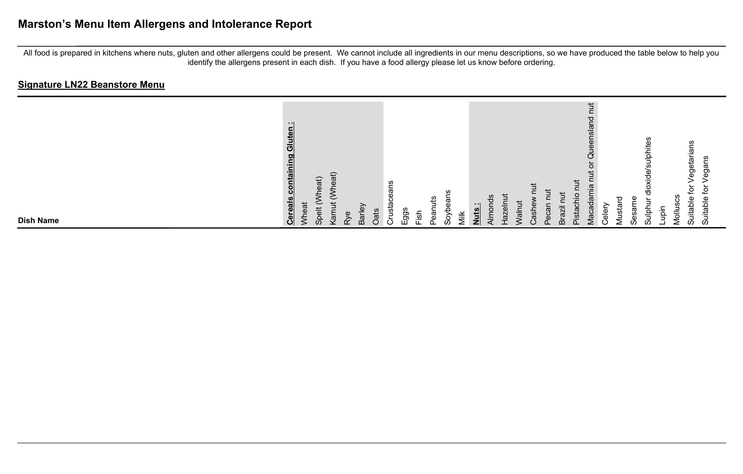# Marston's Menu Item Allergens and Intolerance Report

All food is prepared in kitchens where nuts, gluten and other allergens could be present. We cannot include all ingredients in our menu descriptions, so we have produced the table below to help you identify the allergens present in each dish. If you have a food allergy please let us know before ordering.

## Signature LN22 Beanstore Menu

| Dish Name | **Cereals containing Gluten :** | Wheat | Spelt (Wheat) | Kamut (Wheat) | Rye | Barley | Oats | Crustaceans | Eggs | Fish | Peanuts | Soybeans | Milk | **Nuts :** | Almonds | Hazelnut | Walnut | Cashew nut | Pecan nut | Brazil nut | Pistachio nut | Macadamia nut or Queensland nut | Celery | Mustard | Sesame | Sulphur dioxide/sulphites | Lupin | Molluscs | Suitable for Vegetarians | Suitable for Vegans |
|---|---|---|---|---|---|---|---|---|---|---|---|---|---|---|---|---|---|---|---|---|---|---|---|---|---|---|---|---|---|---|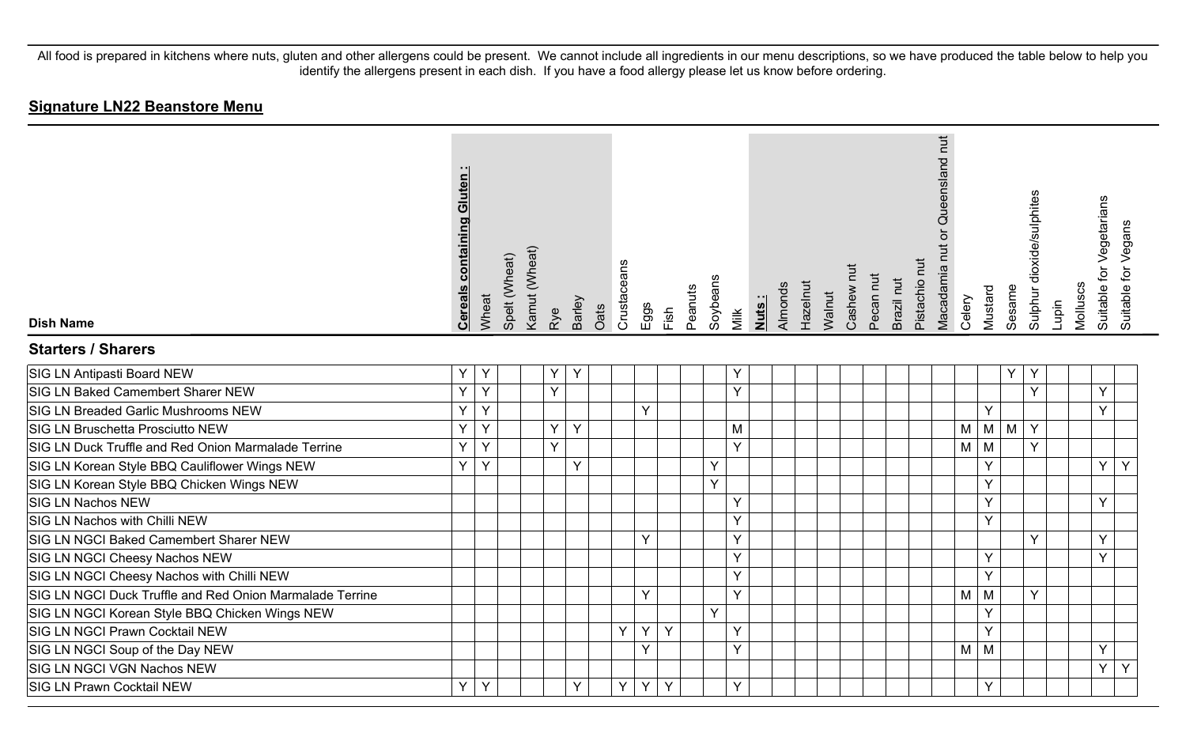All food is prepared in kitchens where nuts, gluten and other allergens could be present. We cannot include all ingredients in our menu descriptions, so we have produced the table below to help you identify the allergens present in each dish. If you have a food allergy please let us know before ordering.

## Signature LN22 Beanstore Menu

| Dish Name | **Cereals containing Gluten :** | Wheat | Spelt (Wheat) | Kamut (Wheat) | Rye | Barley | Oats | Crustaceans | Eggs | Fish | Peanuts | Soybeans | Milk | **Nuts :** | Almonds | Hazelnut | Walnut | Cashew nut | Pecan nut | Brazil nut | Pistachio nut | Macadamia nut or Queensland nut | Celery | Mustard | Sesame | Sulphur dioxide/sulphites | Lupin | Molluscs | Suitable for Vegetarians | Suitable for Vegans |
|---|---|---|---|---|---|---|---|---|---|---|---|---|---|---|---|---|---|---|---|---|---|---|---|---|---|---|---|---|---|---|
| **Starters / Sharers** | | | | | | | | | | | | | | | | | | | | | | | | | | | | | | |
| SIG LN Antipasti Board NEW | Y | Y | | | Y | Y | | | | | | | Y | | | | | | | | | | | | Y | Y | | | | |
| SIG LN Baked Camembert Sharer NEW | Y | Y | | | Y | | | | | | | | Y | | | | | | | | | | | | | Y | | | Y | |
| SIG LN Breaded Garlic Mushrooms NEW | Y | Y | | | | | | | Y | | | | | | | | | | | | | | | Y | | | | | Y | |
| SIG LN Bruschetta Prosciutto NEW | Y | Y | | | Y | Y | | | | | | | M | | | | | | | | | | M | M | M | Y | | | | |
| SIG LN Duck Truffle and Red Onion Marmalade Terrine | Y | Y | | | Y | | | | | | | | Y | | | | | | | | | | M | M | | Y | | | | |
| SIG LN Korean Style BBQ Cauliflower Wings NEW | Y | Y | | | | Y | | | | | | Y | | | | | | | | | | | | Y | | | | | Y | Y |
| SIG LN Korean Style BBQ Chicken Wings NEW | | | | | | | | | | | | Y | | | | | | | | | | | | Y | | | | | | |
| SIG LN Nachos NEW | | | | | | | | | | | | | Y | | | | | | | | | | | Y | | | | | Y | |
| SIG LN Nachos with Chilli NEW | | | | | | | | | | | | | Y | | | | | | | | | | | Y | | | | | | |
| SIG LN NGCI Baked Camembert Sharer NEW | | | | | | | | | Y | | | | Y | | | | | | | | | | | | | Y | | | Y | |
| SIG LN NGCI Cheesy Nachos NEW | | | | | | | | | | | | | Y | | | | | | | | | | | Y | | | | | Y | |
| SIG LN NGCI Cheesy Nachos with Chilli NEW | | | | | | | | | | | | | Y | | | | | | | | | | | Y | | | | | | |
| SIG LN NGCI Duck Truffle and Red Onion Marmalade Terrine | | | | | | | | | Y | | | | Y | | | | | | | | | | M | M | | Y | | | | |
| SIG LN NGCI Korean Style BBQ Chicken Wings NEW | | | | | | | | | | | | Y | | | | | | | | | | | | Y | | | | | | |
| SIG LN NGCI Prawn Cocktail NEW | | | | | | | | Y | Y | Y | | | Y | | | | | | | | | | | Y | | | | | | |
| SIG LN NGCI Soup of the Day NEW | | | | | | | | | Y | | | | Y | | | | | | | | | | M | M | | | | | Y | |
| SIG LN NGCI VGN Nachos NEW | | | | | | | | | | | | | | | | | | | | | | | | | | | | | Y | Y |
| SIG LN Prawn Cocktail NEW | Y | Y | | | | Y | | Y | Y | Y | | | Y | | | | | | | | | | | Y | | | | | | |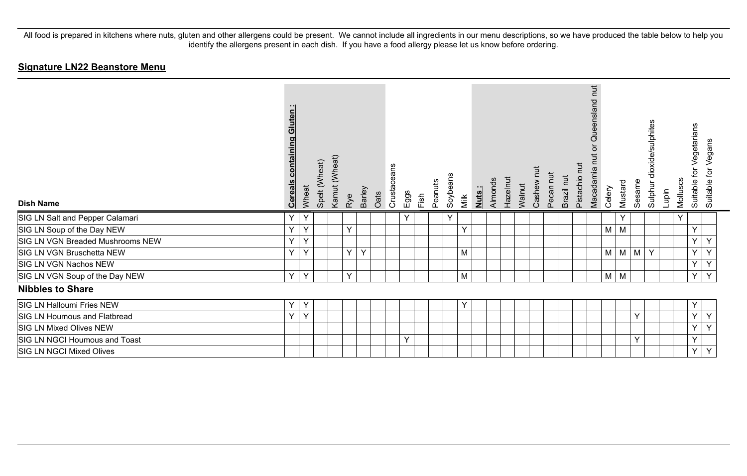All food is prepared in kitchens where nuts, gluten and other allergens could be present. We cannot include all ingredients in our menu descriptions, so we have produced the table below to help you identify the allergens present in each dish. If you have a food allergy please let us know before ordering.

## Signature LN22 Beanstore Menu

| Dish Name | Cereals containing Gluten : | Wheat | Spelt (Wheat) | Kamut (Wheat) | Rye | Barley | Oats | Crustaceans | Eggs | Fish | Peanuts | Soybeans | Milk | Nuts : | Almonds | Hazelnut | Walnut | Cashew nut | Pecan nut | Brazil nut | Pistachio nut | Macadamia nut or Queensland nut | Celery | Mustard | Sesame | Sulphur dioxide/sulphites | Lupin | Molluscs | Suitable for Vegetarians | Suitable for Vegans |
|---|---|---|---|---|---|---|---|---|---|---|---|---|---|---|---|---|---|---|---|---|---|---|---|---|---|---|---|---|---|---|
| SIG LN Salt and Pepper Calamari | Y | Y | | | | | | | Y | | | Y | | | | | | | | | | | | Y | | | | Y | | |
| SIG LN Soup of the Day NEW | Y | Y | | | Y | | | | | | | | Y | | | | | | | | | | M | M | | | | | Y | |
| SIG LN VGN Breaded Mushrooms NEW | Y | Y | | | | | | | | | | | | | | | | | | | | | | | | | | | Y | Y |
| SIG LN VGN Bruschetta NEW | Y | Y | | | Y | Y | | | | | | | M | | | | | | | | | | M | M | M | Y | | | Y | Y |
| SIG LN VGN Nachos NEW | | | | | | | | | | | | | | | | | | | | | | | | | | | | | Y | Y |
| SIG LN VGN Soup of the Day NEW | Y | Y | | | Y | | | | | | | | M | | | | | | | | | | M | M | | | | | Y | Y |
| **Nibbles to Share** | | | | | | | | | | | | | | | | | | | | | | | | | | | | | | |
| SIG LN Halloumi Fries NEW | Y | Y | | | | | | | | | | | Y | | | | | | | | | | | | | | | | Y | |
| SIG LN Houmous and Flatbread | Y | Y | | | | | | | | | | | | | | | | | | | | | | | Y | | | | Y | Y |
| SIG LN Mixed Olives NEW | | | | | | | | | | | | | | | | | | | | | | | | | | | | | Y | Y |
| SIG LN NGCI Houmous and Toast | | | | | | | | | Y | | | | | | | | | | | | | | | | Y | | | | Y | |
| SIG LN NGCI Mixed Olives | | | | | | | | | | | | | | | | | | | | | | | | | | | | | Y | Y |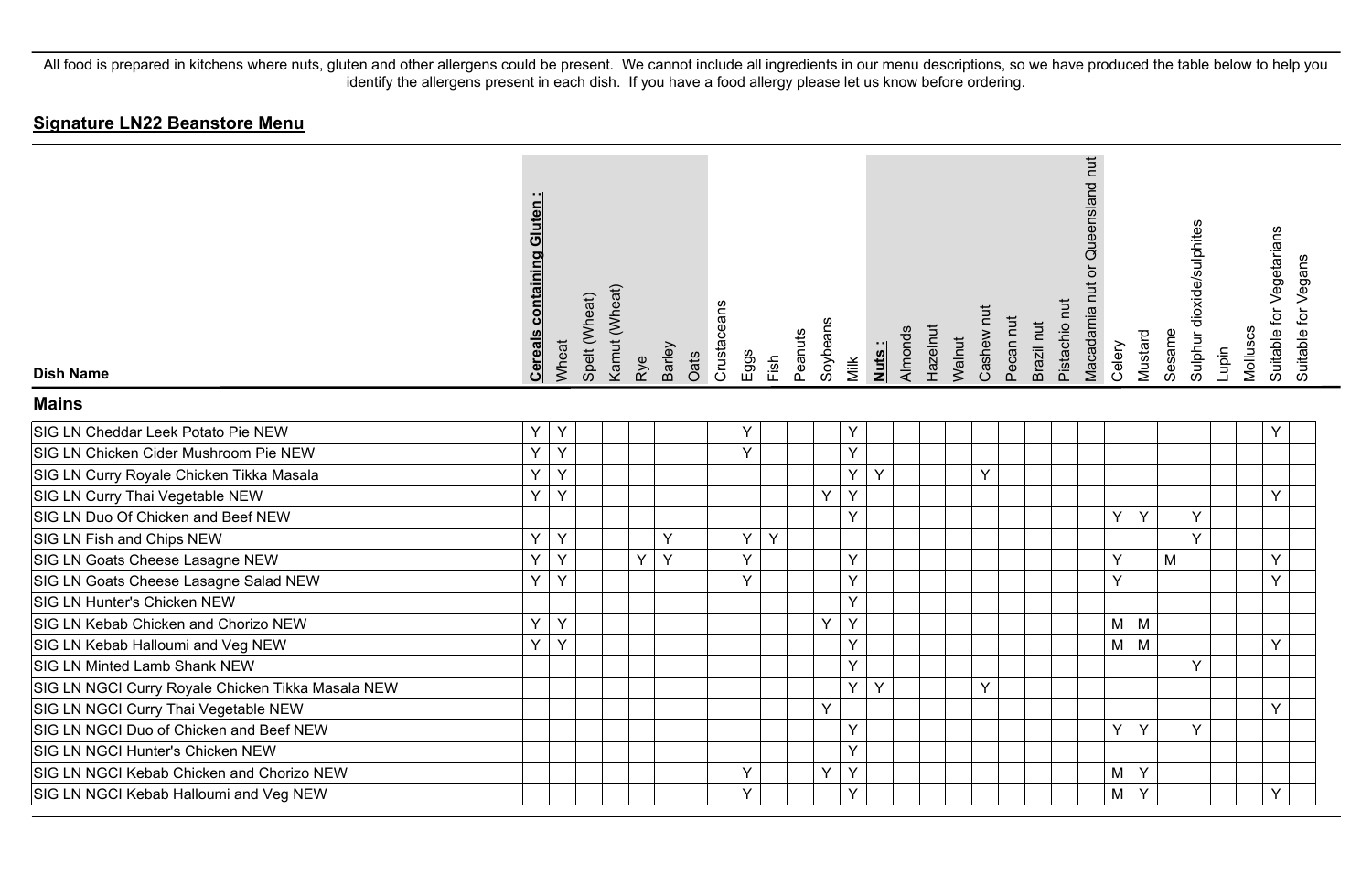All food is prepared in kitchens where nuts, gluten and other allergens could be present. We cannot include all ingredients in our menu descriptions, so we have produced the table below to help you identify the allergens present in each dish. If you have a food allergy please let us know before ordering.

## **Signature LN22 Beanstore Menu**

| Dish Name | **Cereals containing Gluten :** | Wheat | Spelt (Wheat) | Kamut (Wheat) | Rye | Barley | Oats | Crustaceans | Eggs | Fish | Peanuts | Soybeans | Milk | **Nuts :** | Almonds | Hazelnut | Walnut | Cashew nut | Pecan nut | Brazil nut | Pistachio nut | Macadamia nut or Queensland nut | Celery | Mustard | Sesame | Sulphur dioxide/sulphites | Lupin | Molluscs | Suitable for Vegetarians | Suitable for Vegans |
|---|---|---|---|---|---|---|---|---|---|---|---|---|---|---|---|---|---|---|---|---|---|---|---|---|---|---|---|---|---|---|
| **Mains** | | | | | | | | | | | | | | | | | | | | | | | | | | | | | | |
| SIG LN Cheddar Leek Potato Pie NEW | Y | Y | | | | | | | Y | | | | Y | | | | | | | | | | | | | | | | Y | |
| SIG LN Chicken Cider Mushroom Pie NEW | Y | Y | | | | | | | Y | | | | Y | | | | | | | | | | | | | | | | | |
| SIG LN Curry Royale Chicken Tikka Masala | Y | Y | | | | | | | | | | | Y | Y | | | | Y | | | | | | | | | | | | |
| SIG LN Curry Thai Vegetable NEW | Y | Y | | | | | | | | | | Y | Y | | | | | | | | | | | | | | | | Y | |
| SIG LN Duo Of Chicken and Beef NEW | | | | | | | | | | | | | Y | | | | | | | | | | Y | Y | | Y | | | | |
| SIG LN Fish and Chips NEW | Y | Y | | | | Y | | | Y | Y | | | | | | | | | | | | | | | | Y | | | | |
| SIG LN Goats Cheese Lasagne NEW | Y | Y | | | Y | Y | | | Y | | | | Y | | | | | | | | | | Y | | M | | | | Y | |
| SIG LN Goats Cheese Lasagne Salad NEW | Y | Y | | | | | | | Y | | | | Y | | | | | | | | | | Y | | | | | | Y | |
| SIG LN Hunter's Chicken NEW | | | | | | | | | | | | | Y | | | | | | | | | | | | | | | | | |
| SIG LN Kebab Chicken and Chorizo NEW | Y | Y | | | | | | | | | | Y | Y | | | | | | | | | | M | M | | | | | | |
| SIG LN Kebab Halloumi and Veg NEW | Y | Y | | | | | | | | | | | Y | | | | | | | | | | M | M | | | | | Y | |
| SIG LN Minted Lamb Shank NEW | | | | | | | | | | | | | Y | | | | | | | | | | | | | Y | | | | |
| SIG LN NGCI Curry Royale Chicken Tikka Masala NEW | | | | | | | | | | | | | Y | Y | | | | Y | | | | | | | | | | | | |
| SIG LN NGCI Curry Thai Vegetable NEW | | | | | | | | | | | | Y | | | | | | | | | | | | | | | | | Y | |
| SIG LN NGCI Duo of Chicken and Beef NEW | | | | | | | | | | | | | Y | | | | | | | | | | Y | Y | | Y | | | | |
| SIG LN NGCI Hunter's Chicken NEW | | | | | | | | | | | | | Y | | | | | | | | | | | | | | | | | |
| SIG LN NGCI Kebab Chicken and Chorizo NEW | | | | | | | | | Y | | | Y | Y | | | | | | | | | | M | Y | | | | | | |
| SIG LN NGCI Kebab Halloumi and Veg NEW | | | | | | | | | Y | | | | Y | | | | | | | | | | M | Y | | | | | Y | |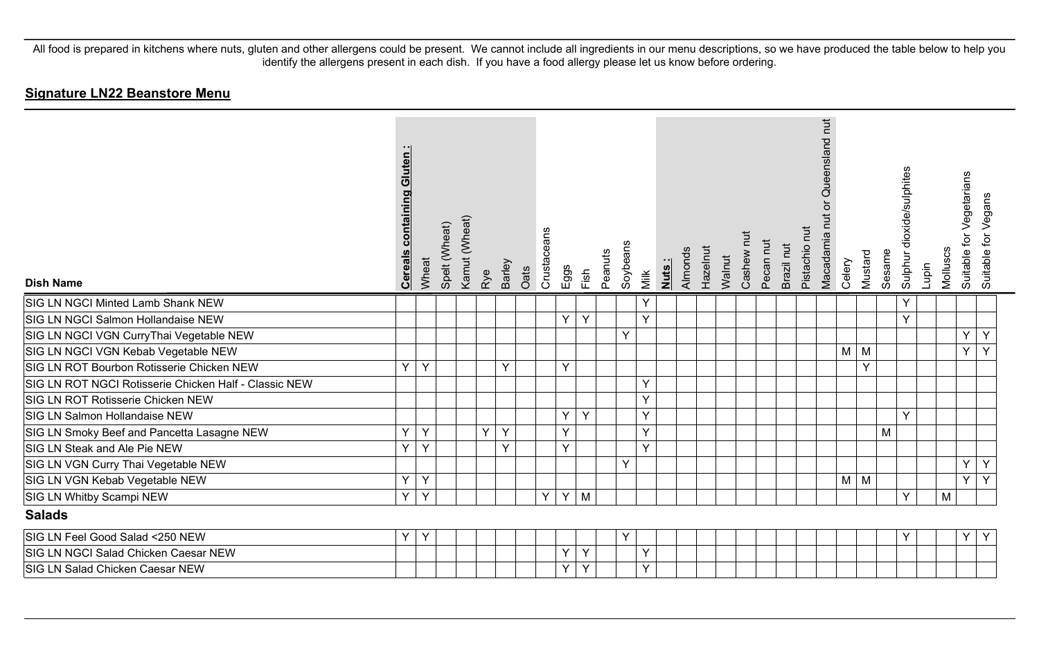All food is prepared in kitchens where nuts, gluten and other allergens could be present. We cannot include all ingredients in our menu descriptions, so we have produced the table below to help you identify the allergens present in each dish. If you have a food allergy please let us know before ordering.

## Signature LN22 Beanstore Menu

| Dish Name | Cereals containing Gluten : | Wheat | Spelt (Wheat) | Kamut (Wheat) | Rye | Barley | Oats | Crustaceans | Eggs | Fish | Peanuts | Soybeans | Milk | Nuts : | Almonds | Hazelnut | Walnut | Cashew nut | Pecan nut | Brazil nut | Pistachio nut | Macadamia nut or Queensland nut | Celery | Mustard | Sesame | Sulphur dioxide/sulphites | Lupin | Molluscs | Suitable for Vegetarians | Suitable for Vegans |
|---|---|---|---|---|---|---|---|---|---|---|---|---|---|---|---|---|---|---|---|---|---|---|---|---|---|---|---|---|---|---|
| SIG LN NGCI Minted Lamb Shank NEW | | | | | | | | | | | | | Y | | | | | | | | | | | | | Y | | | | |
| SIG LN NGCI Salmon Hollandaise NEW | | | | | | | | | Y | Y | | | Y | | | | | | | | | | | | | Y | | | | |
| SIG LN NGCI VGN CurryThai Vegetable NEW | | | | | | | | | | | | Y | | | | | | | | | | | | | | | | | Y | Y |
| SIG LN NGCI VGN Kebab Vegetable NEW | | | | | | | | | | | | | | | | | | | | | | | M | M | | | | | Y | Y |
| SIG LN ROT Bourbon Rotisserie Chicken NEW | Y | Y | | | | Y | | | Y | | | | | | | | | | | | | | | Y | | | | | | |
| SIG LN ROT NGCI Rotisserie Chicken Half - Classic NEW | | | | | | | | | | | | | Y | | | | | | | | | | | | | | | | | |
| SIG LN ROT Rotisserie Chicken NEW | | | | | | | | | | | | | Y | | | | | | | | | | | | | | | | | |
| SIG LN Salmon Hollandaise NEW | | | | | | | | | Y | Y | | | Y | | | | | | | | | | | | | Y | | | | |
| SIG LN Smoky Beef and Pancetta Lasagne NEW | Y | Y | | | Y | Y | | | Y | | | | Y | | | | | | | | | | | | M | | | | | |
| SIG LN Steak and Ale Pie NEW | Y | Y | | | | Y | | | Y | | | | Y | | | | | | | | | | | | | | | | | |
| SIG LN VGN Curry Thai Vegetable NEW | | | | | | | | | | | | Y | | | | | | | | | | | | | | | | | Y | Y |
| SIG LN VGN Kebab Vegetable NEW | Y | Y | | | | | | | | | | | | | | | | | | | | | M | M | | | | | Y | Y |
| SIG LN Whitby Scampi NEW | Y | Y | | | | | | Y | Y | M | | | | | | | | | | | | | | | | Y | | M | | |
| **Salads** | | | | | | | | | | | | | | | | | | | | | | | | | | | | | | |
| SIG LN Feel Good Salad <250 NEW | Y | Y | | | | | | | | | | Y | | | | | | | | | | | | | | Y | | | Y | Y |
| SIG LN NGCI Salad Chicken Caesar NEW | | | | | | | | | Y | Y | | | Y | | | | | | | | | | | | | | | | | |
| SIG LN Salad Chicken Caesar NEW | | | | | | | | | Y | Y | | | Y | | | | | | | | | | | | | | | | | |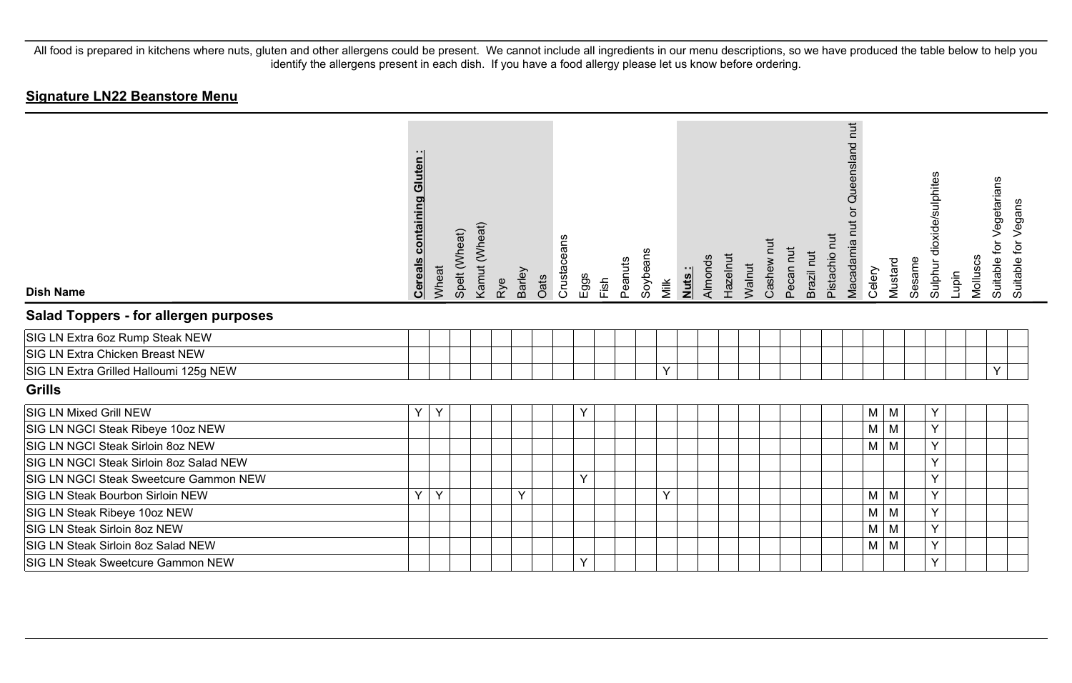All food is prepared in kitchens where nuts, gluten and other allergens could be present. We cannot include all ingredients in our menu descriptions, so we have produced the table below to help you identify the allergens present in each dish. If you have a food allergy please let us know before ordering.

## Signature LN22 Beanstore Menu

| Dish Name | **Cereals containing Gluten :** | Wheat | Spelt (Wheat) | Kamut (Wheat) | Rye | Barley | Oats | Crustaceans | Eggs | Fish | Peanuts | Soybeans | Milk | **Nuts :** | Almonds | Hazelnut | Walnut | Cashew nut | Pecan nut | Brazil nut | Pistachio nut | Macadamia nut or Queensland nut | Celery | Mustard | Sesame | Sulphur dioxide/sulphites | Lupin | Molluscs | Suitable for Vegetarians | Suitable for Vegans |
|---|---|---|---|---|---|---|---|---|---|---|---|---|---|---|---|---|---|---|---|---|---|---|---|---|---|---|---|---|---|---|
| **Salad Toppers - for allergen purposes** | | | | | | | | | | | | | | | | | | | | | | | | | | | | | | |
| SIG LN Extra 6oz Rump Steak NEW | | | | | | | | | | | | | | | | | | | | | | | | | | | | | | |
| SIG LN Extra Chicken Breast NEW | | | | | | | | | | | | | | | | | | | | | | | | | | | | | | |
| SIG LN Extra Grilled Halloumi 125g NEW | | | | | | | | | | | | | Y | | | | | | | | | | | | | | | | Y | |
| **Grills** | | | | | | | | | | | | | | | | | | | | | | | | | | | | | | |
| SIG LN Mixed Grill NEW | Y | Y | | | | | | | Y | | | | | | | | | | | | | | M | M | | Y | | | | |
| SIG LN NGCI Steak Ribeye 10oz NEW | | | | | | | | | | | | | | | | | | | | | | | M | M | | Y | | | | |
| SIG LN NGCI Steak Sirloin 8oz NEW | | | | | | | | | | | | | | | | | | | | | | | M | M | | Y | | | | |
| SIG LN NGCI Steak Sirloin 8oz Salad NEW | | | | | | | | | | | | | | | | | | | | | | | | | | Y | | | | |
| SIG LN NGCI Steak Sweetcure Gammon NEW | | | | | | | | | Y | | | | | | | | | | | | | | | | | Y | | | | |
| SIG LN Steak Bourbon Sirloin NEW | Y | Y | | | | Y | | | | | | | Y | | | | | | | | | | M | M | | Y | | | | |
| SIG LN Steak Ribeye 10oz NEW | | | | | | | | | | | | | | | | | | | | | | | M | M | | Y | | | | |
| SIG LN Steak Sirloin 8oz NEW | | | | | | | | | | | | | | | | | | | | | | | M | M | | Y | | | | |
| SIG LN Steak Sirloin 8oz Salad NEW | | | | | | | | | | | | | | | | | | | | | | | M | M | | Y | | | | |
| SIG LN Steak Sweetcure Gammon NEW | | | | | | | | | Y | | | | | | | | | | | | | | | | | Y | | | | |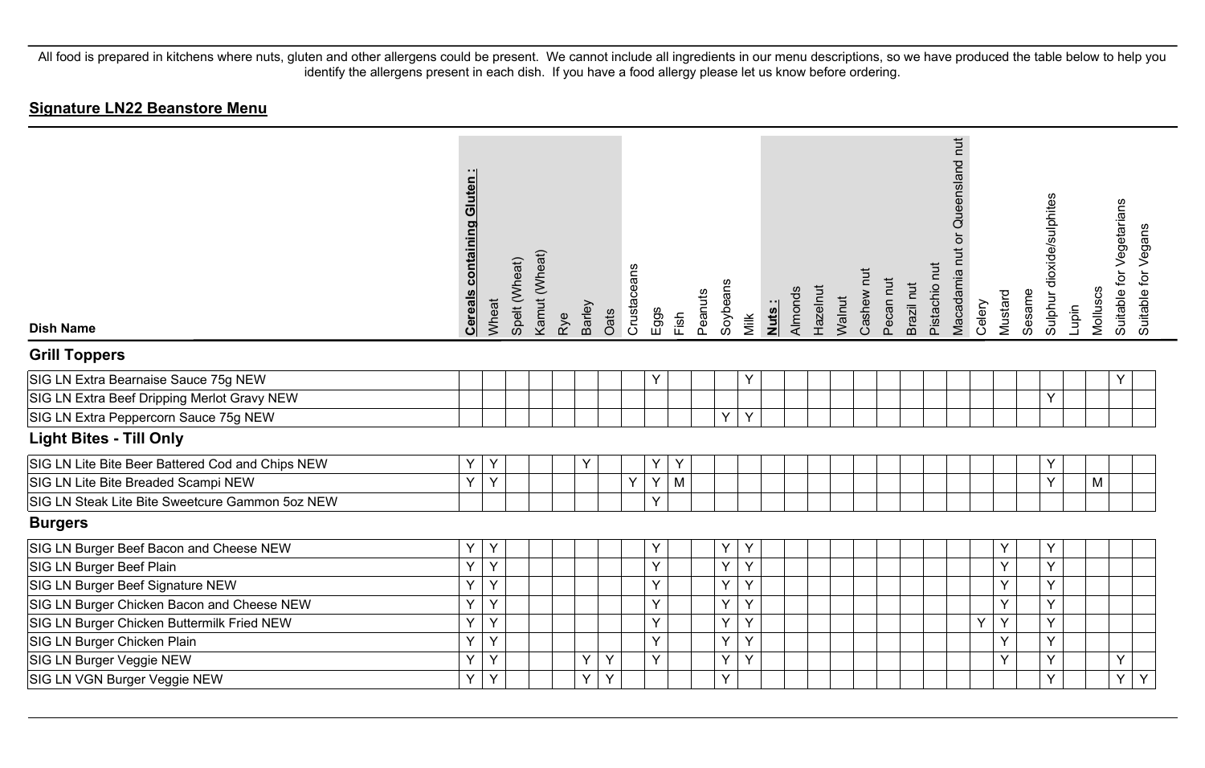All food is prepared in kitchens where nuts, gluten and other allergens could be present. We cannot include all ingredients in our menu descriptions, so we have produced the table below to help you identify the allergens present in each dish. If you have a food allergy please let us know before ordering.

## Signature LN22 Beanstore Menu

| Dish Name | Cereals containing Gluten : | Wheat | Spelt (Wheat) | Kamut (Wheat) | Rye | Barley | Oats | Crustaceans | Eggs | Fish | Peanuts | Soybeans | Milk | Nuts : | Almonds | Hazelnut | Walnut | Cashew nut | Pecan nut | Brazil nut | Pistachio nut | Macadamia nut or Queensland nut | Celery | Mustard | Sesame | Sulphur dioxide/sulphites | Lupin | Molluscs | Suitable for Vegetarians | Suitable for Vegans |
|---|---|---|---|---|---|---|---|---|---|---|---|---|---|---|---|---|---|---|---|---|---|---|---|---|---|---|---|---|---|---|
| **Grill Toppers** | | | | | | | | | | | | | | | | | | | | | | | | | | | | | | |
| SIG LN Extra Bearnaise Sauce 75g NEW | | | | | | | | | Y | | | | Y | | | | | | | | | | | | | | | | Y | |
| SIG LN Extra Beef Dripping Merlot Gravy NEW | | | | | | | | | | | | | | | | | | | | | | | | | | Y | | | | |
| SIG LN Extra Peppercorn Sauce 75g NEW | | | | | | | | | | | | Y | Y | | | | | | | | | | | | | | | | | |
| **Light Bites - Till Only** | | | | | | | | | | | | | | | | | | | | | | | | | | | | | | |
| SIG LN Lite Bite Beer Battered Cod and Chips NEW | Y | Y | | | | Y | | | Y | Y | | | | | | | | | | | | | | | | Y | | | | |
| SIG LN Lite Bite Breaded Scampi NEW | Y | Y | | | | | | Y | Y | M | | | | | | | | | | | | | | | | Y | | M | | |
| SIG LN Steak Lite Bite Sweetcure Gammon 5oz NEW | | | | | | | | | Y | | | | | | | | | | | | | | | | | | | | | |
| **Burgers** | | | | | | | | | | | | | | | | | | | | | | | | | | | | | | |
| SIG LN Burger Beef Bacon and Cheese NEW | Y | Y | | | | | | | Y | | | Y | Y | | | | | | | | | | | Y | | Y | | | | |
| SIG LN Burger Beef Plain | Y | Y | | | | | | | Y | | | Y | Y | | | | | | | | | | | Y | | Y | | | | |
| SIG LN Burger Beef Signature NEW | Y | Y | | | | | | | Y | | | Y | Y | | | | | | | | | | | Y | | Y | | | | |
| SIG LN Burger Chicken Bacon and Cheese NEW | Y | Y | | | | | | | Y | | | Y | Y | | | | | | | | | | | Y | | Y | | | | |
| SIG LN Burger Chicken Buttermilk Fried NEW | Y | Y | | | | | | | Y | | | Y | Y | | | | | | | | | | Y | Y | | Y | | | | |
| SIG LN Burger Chicken Plain | Y | Y | | | | | | | Y | | | Y | Y | | | | | | | | | | | Y | | Y | | | | |
| SIG LN Burger Veggie NEW | Y | Y | | | | Y | Y | | Y | | | Y | Y | | | | | | | | | | | Y | | Y | | | Y | |
| SIG LN VGN Burger Veggie NEW | Y | Y | | | | Y | Y | | | | | Y | | | | | | | | | | | | | | Y | | | Y | Y |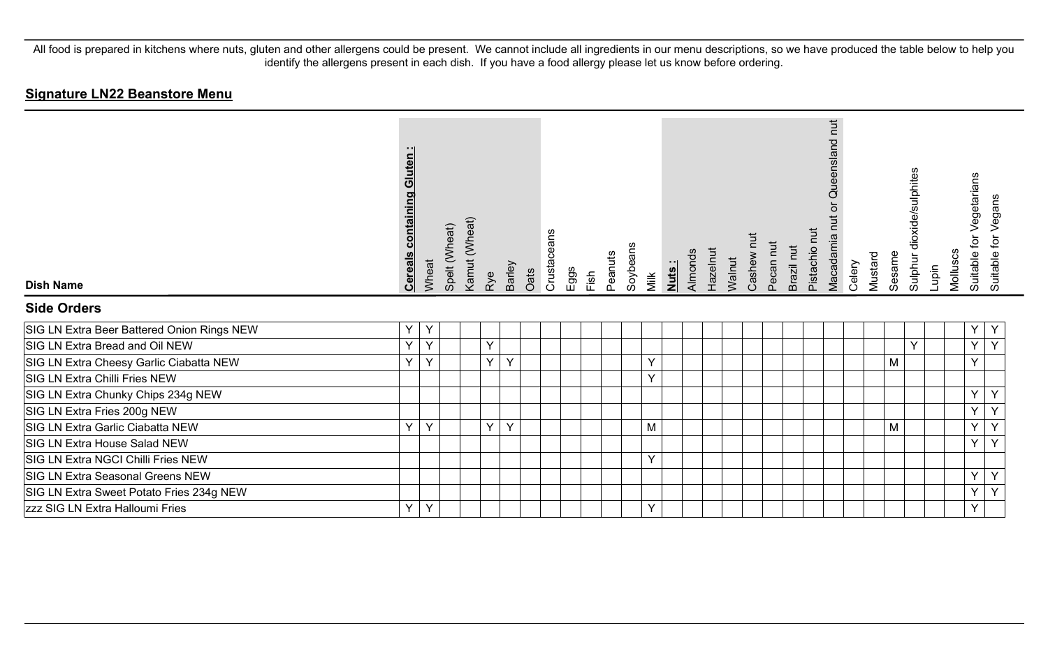All food is prepared in kitchens where nuts, gluten and other allergens could be present. We cannot include all ingredients in our menu descriptions, so we have produced the table below to help you identify the allergens present in each dish. If you have a food allergy please let us know before ordering.

## Signature LN22 Beanstore Menu

| Dish Name | **Cereals containing Gluten :** | Wheat | Spelt (Wheat) | Kamut (Wheat) | Rye | Barley | Oats | Crustaceans | Eggs | Fish | Peanuts | Soybeans | Milk | **Nuts :** | Almonds | Hazelnut | Walnut | Cashew nut | Pecan nut | Brazil nut | Pistachio nut | Macadamia nut or Queensland nut | Celery | Mustard | Sesame | Sulphur dioxide/sulphites | Lupin | Molluscs | Suitable for Vegetarians | Suitable for Vegans |
|---|---|---|---|---|---|---|---|---|---|---|---|---|---|---|---|---|---|---|---|---|---|---|---|---|---|---|---|---|---|---|
| **Side Orders** | | | | | | | | | | | | | | | | | | | | | | | | | | | | | | |
| SIG LN Extra Beer Battered Onion Rings NEW | Y | Y | | | | | | | | | | | | | | | | | | | | | | | | | | | Y | Y |
| SIG LN Extra Bread and Oil NEW | Y | Y | | | Y | | | | | | | | | | | | | | | | | | | | | Y | | | Y | Y |
| SIG LN Extra Cheesy Garlic Ciabatta NEW | Y | Y | | | Y | Y | | | | | | | Y | | | | | | | | | | | | M | | | | Y | |
| SIG LN Extra Chilli Fries NEW | | | | | | | | | | | | | Y | | | | | | | | | | | | | | | | | |
| SIG LN Extra Chunky Chips 234g NEW | | | | | | | | | | | | | | | | | | | | | | | | | | | | | Y | Y |
| SIG LN Extra Fries 200g NEW | | | | | | | | | | | | | | | | | | | | | | | | | | | | | Y | Y |
| SIG LN Extra Garlic Ciabatta NEW | Y | Y | | | Y | Y | | | | | | | M | | | | | | | | | | | | M | | | | Y | Y |
| SIG LN Extra House Salad NEW | | | | | | | | | | | | | | | | | | | | | | | | | | | | | Y | Y |
| SIG LN Extra NGCI Chilli Fries NEW | | | | | | | | | | | | | Y | | | | | | | | | | | | | | | | | |
| SIG LN Extra Seasonal Greens NEW | | | | | | | | | | | | | | | | | | | | | | | | | | | | | Y | Y |
| SIG LN Extra Sweet Potato Fries 234g NEW | | | | | | | | | | | | | | | | | | | | | | | | | | | | | Y | Y |
| zzz SIG LN Extra Halloumi Fries | Y | Y | | | | | | | | | | | Y | | | | | | | | | | | | | | | | Y | |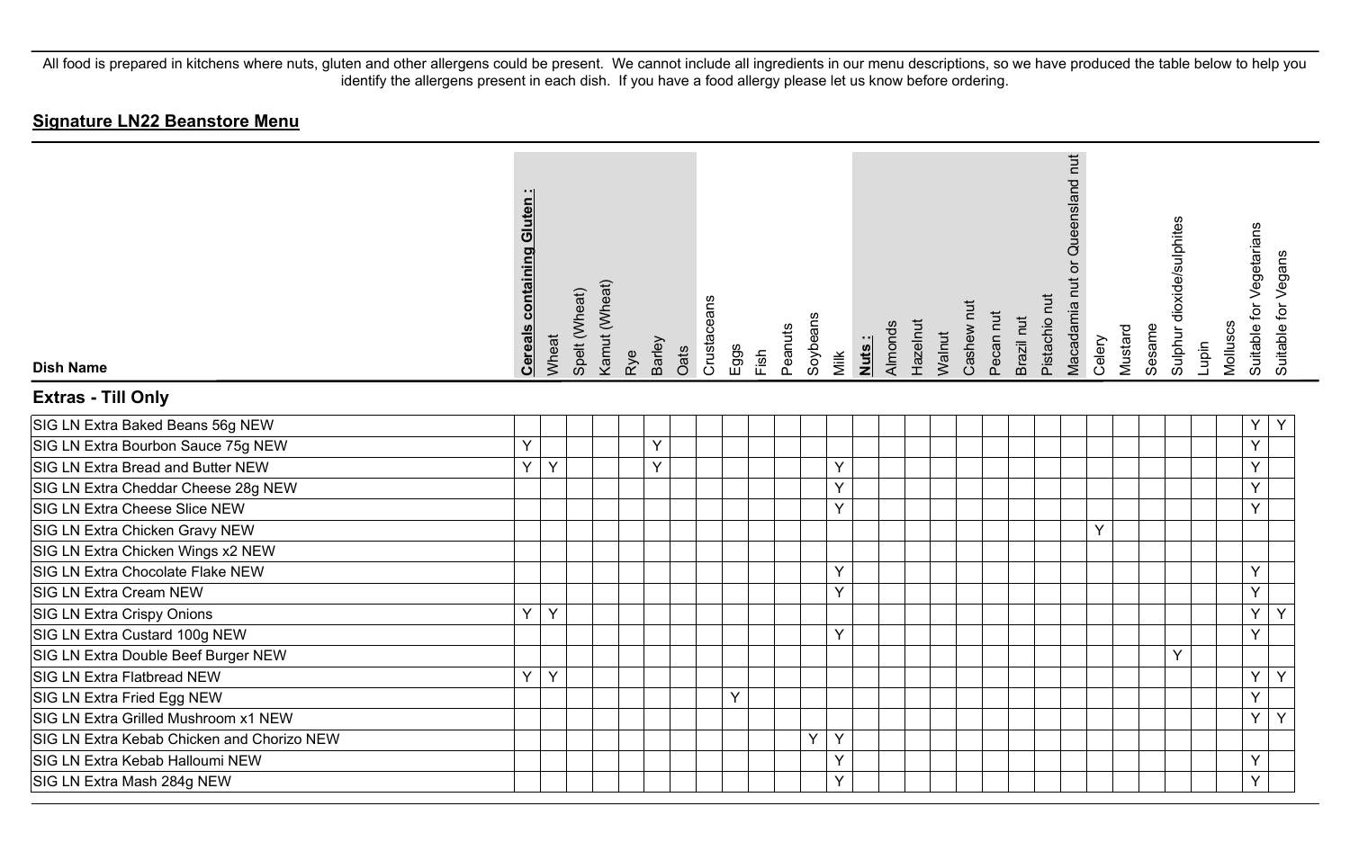All food is prepared in kitchens where nuts, gluten and other allergens could be present. We cannot include all ingredients in our menu descriptions, so we have produced the table below to help you identify the allergens present in each dish. If you have a food allergy please let us know before ordering.

## **Signature LN22 Beanstore Menu**

| Dish Name | **Cereals containing Gluten :** | Wheat | Spelt (Wheat) | Kamut (Wheat) | Rye | Barley | Oats | Crustaceans | Eggs | Fish | Peanuts | Soybeans | Milk | **Nuts :** | Almonds | Hazelnut | Walnut | Cashew nut | Pecan nut | Brazil nut | Pistachio nut | Macadamia nut or Queensland nut | Celery | Mustard | Sesame | Sulphur dioxide/sulphites | Lupin | Molluscs | Suitable for Vegetarians | Suitable for Vegans |
|---|---|---|---|---|---|---|---|---|---|---|---|---|---|---|---|---|---|---|---|---|---|---|---|---|---|---|---|---|---|---|
| **Extras - Till Only** | | | | | | | | | | | | | | | | | | | | | | | | | | | | | | |
| SIG LN Extra Baked Beans 56g NEW | | | | | | | | | | | | | | | | | | | | | | | | | | | | | Y | Y |
| SIG LN Extra Bourbon Sauce 75g NEW | Y | | | | | Y | | | | | | | | | | | | | | | | | | | | | | | Y | |
| SIG LN Extra Bread and Butter NEW | Y | Y | | | | Y | | | | | | | Y | | | | | | | | | | | | | | | | Y | |
| SIG LN Extra Cheddar Cheese 28g NEW | | | | | | | | | | | | | Y | | | | | | | | | | | | | | | | Y | |
| SIG LN Extra Cheese Slice NEW | | | | | | | | | | | | | Y | | | | | | | | | | | | | | | | Y | |
| SIG LN Extra Chicken Gravy NEW | | | | | | | | | | | | | | | | | | | | | | | Y | | | | | | | |
| SIG LN Extra Chicken Wings x2 NEW | | | | | | | | | | | | | | | | | | | | | | | | | | | | | | |
| SIG LN Extra Chocolate Flake NEW | | | | | | | | | | | | | Y | | | | | | | | | | | | | | | | Y | |
| SIG LN Extra Cream NEW | | | | | | | | | | | | | Y | | | | | | | | | | | | | | | | Y | |
| SIG LN Extra Crispy Onions | Y | Y | | | | | | | | | | | | | | | | | | | | | | | | | | | Y | Y |
| SIG LN Extra Custard 100g NEW | | | | | | | | | | | | | Y | | | | | | | | | | | | | | | | Y | |
| SIG LN Extra Double Beef Burger NEW | | | | | | | | | | | | | | | | | | | | | | | | | | Y | | | | |
| SIG LN Extra Flatbread NEW | Y | Y | | | | | | | | | | | | | | | | | | | | | | | | | | | Y | Y |
| SIG LN Extra Fried Egg NEW | | | | | | | | | Y | | | | | | | | | | | | | | | | | | | | Y | |
| SIG LN Extra Grilled Mushroom x1 NEW | | | | | | | | | | | | | | | | | | | | | | | | | | | | | Y | Y |
| SIG LN Extra Kebab Chicken and Chorizo NEW | | | | | | | | | | | | Y | Y | | | | | | | | | | | | | | | | | |
| SIG LN Extra Kebab Halloumi NEW | | | | | | | | | | | | | Y | | | | | | | | | | | | | | | | Y | |
| SIG LN Extra Mash 284g NEW | | | | | | | | | | | | | Y | | | | | | | | | | | | | | | | Y | |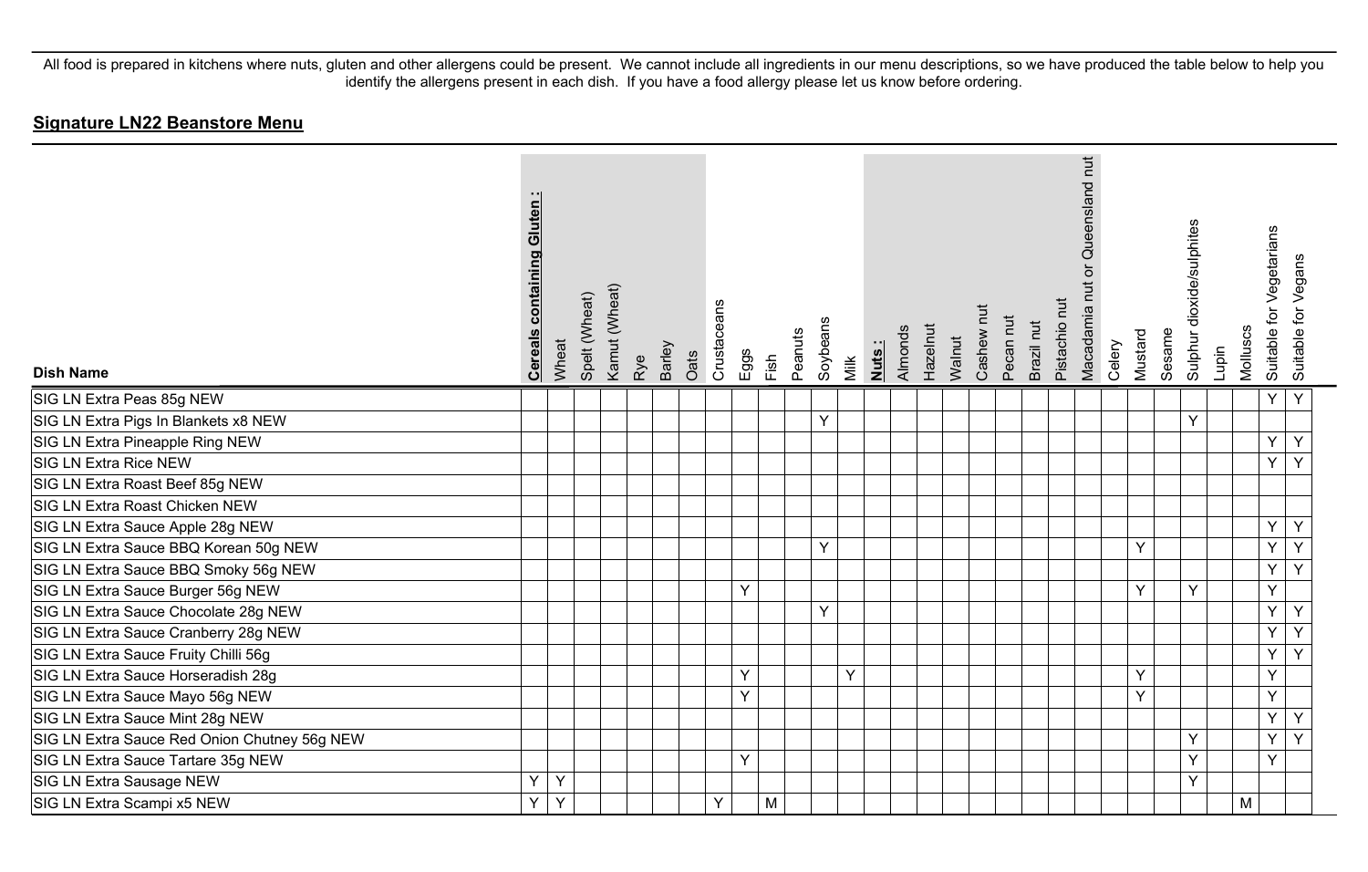All food is prepared in kitchens where nuts, gluten and other allergens could be present. We cannot include all ingredients in our menu descriptions, so we have produced the table below to help you identify the allergens present in each dish. If you have a food allergy please let us know before ordering.

## Signature LN22 Beanstore Menu

| Dish Name | Cereals containing Gluten : | Wheat | Spelt (Wheat) | Kamut (Wheat) | Rye | Barley | Oats | Crustaceans | Eggs | Fish | Peanuts | Soybeans | Milk | Nuts : | Almonds | Hazelnut | Walnut | Cashew nut | Pecan nut | Brazil nut | Pistachio nut | Macadamia nut or Queensland nut | Celery | Mustard | Sesame | Sulphur dioxide/sulphites | Lupin | Molluscs | Suitable for Vegetarians | Suitable for Vegans |
|---|---|---|---|---|---|---|---|---|---|---|---|---|---|---|---|---|---|---|---|---|---|---|---|---|---|---|---|---|---|---|
| SIG LN Extra Peas 85g NEW | | | | | | | | | | | | | | | | | | | | | | | | | | | | | Y | Y |
| SIG LN Extra Pigs In Blankets x8 NEW | | | | | | | | | | | | Y | | | | | | | | | | | | | | Y | | | | |
| SIG LN Extra Pineapple Ring NEW | | | | | | | | | | | | | | | | | | | | | | | | | | | | | Y | Y |
| SIG LN Extra Rice NEW | | | | | | | | | | | | | | | | | | | | | | | | | | | | | Y | Y |
| SIG LN Extra Roast Beef 85g NEW | | | | | | | | | | | | | | | | | | | | | | | | | | | | | | |
| SIG LN Extra Roast Chicken NEW | | | | | | | | | | | | | | | | | | | | | | | | | | | | | | |
| SIG LN Extra Sauce Apple 28g NEW | | | | | | | | | | | | | | | | | | | | | | | | | | | | | Y | Y |
| SIG LN Extra Sauce BBQ Korean 50g NEW | | | | | | | | | | | | Y | | | | | | | | | | | | Y | | | | | Y | Y |
| SIG LN Extra Sauce BBQ Smoky 56g NEW | | | | | | | | | | | | | | | | | | | | | | | | | | | | | Y | Y |
| SIG LN Extra Sauce Burger 56g NEW | | | | | | | | | Y | | | | | | | | | | | | | | | Y | | Y | | | Y | |
| SIG LN Extra Sauce Chocolate 28g NEW | | | | | | | | | | | | Y | | | | | | | | | | | | | | | | | Y | Y |
| SIG LN Extra Sauce Cranberry 28g NEW | | | | | | | | | | | | | | | | | | | | | | | | | | | | | Y | Y |
| SIG LN Extra Sauce Fruity Chilli 56g | | | | | | | | | | | | | | | | | | | | | | | | | | | | | Y | Y |
| SIG LN Extra Sauce Horseradish 28g | | | | | | | | | Y | | | | Y | | | | | | | | | | | Y | | | | | Y | |
| SIG LN Extra Sauce Mayo 56g NEW | | | | | | | | | Y | | | | | | | | | | | | | | | Y | | | | | Y | |
| SIG LN Extra Sauce Mint 28g NEW | | | | | | | | | | | | | | | | | | | | | | | | | | | | | Y | Y |
| SIG LN Extra Sauce Red Onion Chutney 56g NEW | | | | | | | | | | | | | | | | | | | | | | | | | | Y | | | Y | Y |
| SIG LN Extra Sauce Tartare 35g NEW | | | | | | | | | Y | | | | | | | | | | | | | | | | | Y | | | Y | |
| SIG LN Extra Sausage NEW | Y | Y | | | | | | | | | | | | | | | | | | | | | | | | Y | | | | |
| SIG LN Extra Scampi x5 NEW | Y | Y | | | | | | Y | | M | | | | | | | | | | | | | | | | | | M | | |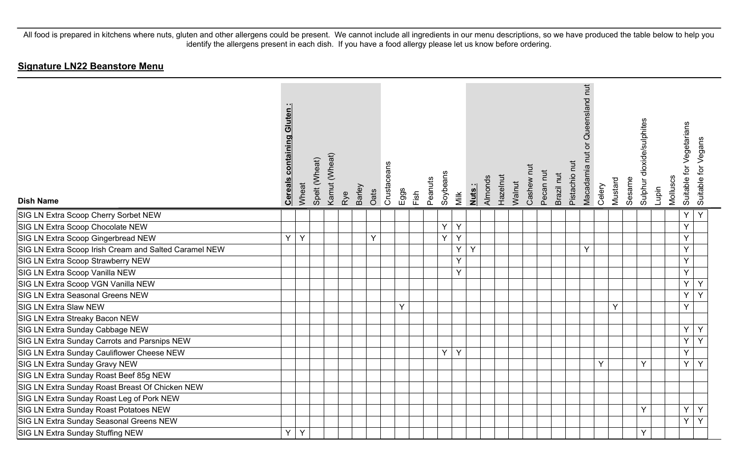All food is prepared in kitchens where nuts, gluten and other allergens could be present. We cannot include all ingredients in our menu descriptions, so we have produced the table below to help you identify the allergens present in each dish. If you have a food allergy please let us know before ordering.

## Signature LN22 Beanstore Menu

| Dish Name | Cereals containing Gluten : | Wheat | Spelt (Wheat) | Kamut (Wheat) | Rye | Barley | Oats | Crustaceans | Eggs | Fish | Peanuts | Soybeans | Milk | Nuts : | Almonds | Hazelnut | Walnut | Cashew nut | Pecan nut | Brazil nut | Pistachio nut | Macadamia nut or Queensland nut | Celery | Mustard | Sesame | Sulphur dioxide/sulphites | Lupin | Molluscs | Suitable for Vegetarians | Suitable for Vegans |
|---|---|---|---|---|---|---|---|---|---|---|---|---|---|---|---|---|---|---|---|---|---|---|---|---|---|---|---|---|---|---|
| SIG LN Extra Scoop Cherry Sorbet NEW | | | | | | | | | | | | | | | | | | | | | | | | | | | | | Y | Y |
| SIG LN Extra Scoop Chocolate NEW | | | | | | | | | | | | Y | Y | | | | | | | | | | | | | | | | Y | |
| SIG LN Extra Scoop Gingerbread NEW | Y | Y | | | | | Y | | | | | Y | Y | | | | | | | | | | | | | | | | Y | |
| SIG LN Extra Scoop Irish Cream and Salted Caramel NEW | | | | | | | | | | | | | Y | Y | | | | | | | | Y | | | | | | | Y | |
| SIG LN Extra Scoop Strawberry NEW | | | | | | | | | | | | | Y | | | | | | | | | | | | | | | | Y | |
| SIG LN Extra Scoop Vanilla NEW | | | | | | | | | | | | | Y | | | | | | | | | | | | | | | | Y | |
| SIG LN Extra Scoop VGN Vanilla NEW | | | | | | | | | | | | | | | | | | | | | | | | | | | | | Y | Y |
| SIG LN Extra Seasonal Greens NEW | | | | | | | | | | | | | | | | | | | | | | | | | | | | | Y | Y |
| SIG LN Extra Slaw NEW | | | | | | | | | Y | | | | | | | | | | | | | | | Y | | | | | Y | |
| SIG LN Extra Streaky Bacon NEW | | | | | | | | | | | | | | | | | | | | | | | | | | | | | | |
| SIG LN Extra Sunday Cabbage NEW | | | | | | | | | | | | | | | | | | | | | | | | | | | | | Y | Y |
| SIG LN Extra Sunday Carrots and Parsnips NEW | | | | | | | | | | | | | | | | | | | | | | | | | | | | | Y | Y |
| SIG LN Extra Sunday Cauliflower Cheese NEW | | | | | | | | | | | | Y | Y | | | | | | | | | | | | | | | | Y | |
| SIG LN Extra Sunday Gravy NEW | | | | | | | | | | | | | | | | | | | | | | | Y | | | Y | | | Y | Y |
| SIG LN Extra Sunday Roast Beef 85g NEW | | | | | | | | | | | | | | | | | | | | | | | | | | | | | | |
| SIG LN Extra Sunday Roast Breast Of Chicken NEW | | | | | | | | | | | | | | | | | | | | | | | | | | | | | | |
| SIG LN Extra Sunday Roast Leg of Pork NEW | | | | | | | | | | | | | | | | | | | | | | | | | | | | | | |
| SIG LN Extra Sunday Roast Potatoes NEW | | | | | | | | | | | | | | | | | | | | | | | | | | Y | | | Y | Y |
| SIG LN Extra Sunday Seasonal Greens NEW | | | | | | | | | | | | | | | | | | | | | | | | | | | | | Y | Y |
| SIG LN Extra Sunday Stuffing NEW | Y | Y | | | | | | | | | | | | | | | | | | | | | | | | Y | | | | |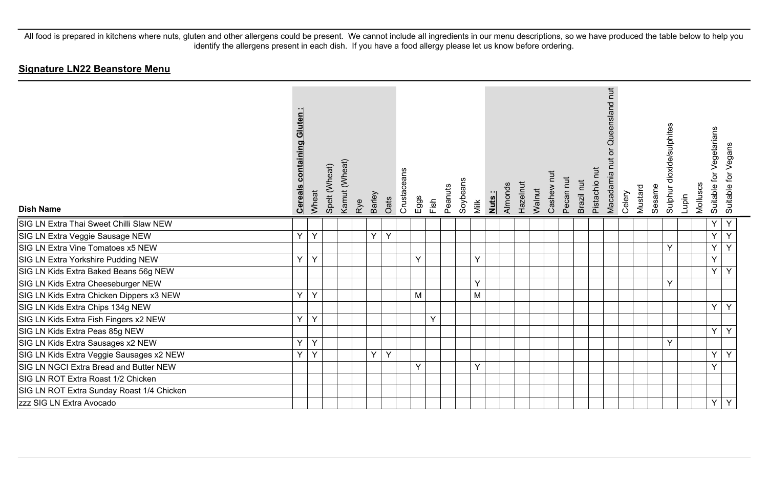All food is prepared in kitchens where nuts, gluten and other allergens could be present. We cannot include all ingredients in our menu descriptions, so we have produced the table below to help you identify the allergens present in each dish. If you have a food allergy please let us know before ordering.

## Signature LN22 Beanstore Menu

| Dish Name | Cereals containing Gluten : | Wheat | Spelt (Wheat) | Kamut (Wheat) | Rye | Barley | Oats | Crustaceans | Eggs | Fish | Peanuts | Soybeans | Milk | Nuts : | Almonds | Hazelnut | Walnut | Cashew nut | Pecan nut | Brazil nut | Pistachio nut | Macadamia nut or Queensland nut | Celery | Mustard | Sesame | Sulphur dioxide/sulphites | Lupin | Molluscs | Suitable for Vegetarians | Suitable for Vegans |
|---|---|---|---|---|---|---|---|---|---|---|---|---|---|---|---|---|---|---|---|---|---|---|---|---|---|---|---|---|---|---|
| SIG LN Extra Thai Sweet Chilli Slaw NEW | | | | | | | | | | | | | | | | | | | | | | | | | | | | | Y | Y |
| SIG LN Extra Veggie Sausage NEW | Y | Y | | | | Y | Y | | | | | | | | | | | | | | | | | | | | | | Y | Y |
| SIG LN Extra Vine Tomatoes x5 NEW | | | | | | | | | | | | | | | | | | | | | | | | | | Y | | | Y | Y |
| SIG LN Extra Yorkshire Pudding NEW | Y | Y | | | | | | | Y | | | | Y | | | | | | | | | | | | | | | | Y | |
| SIG LN Kids Extra Baked Beans 56g NEW | | | | | | | | | | | | | | | | | | | | | | | | | | | | | Y | Y |
| SIG LN Kids Extra Cheeseburger NEW | | | | | | | | | | | | | Y | | | | | | | | | | | | | Y | | | | |
| SIG LN Kids Extra Chicken Dippers x3 NEW | Y | Y | | | | | | | M | | | | M | | | | | | | | | | | | | | | | | |
| SIG LN Kids Extra Chips 134g NEW | | | | | | | | | | | | | | | | | | | | | | | | | | | | | Y | Y |
| SIG LN Kids Extra Fish Fingers x2 NEW | Y | Y | | | | | | | | Y | | | | | | | | | | | | | | | | | | | | |
| SIG LN Kids Extra Peas 85g NEW | | | | | | | | | | | | | | | | | | | | | | | | | | | | | Y | Y |
| SIG LN Kids Extra Sausages x2 NEW | Y | Y | | | | | | | | | | | | | | | | | | | | | | | | Y | | | | |
| SIG LN Kids Extra Veggie Sausages x2 NEW | Y | Y | | | | Y | Y | | | | | | | | | | | | | | | | | | | | | | Y | Y |
| SIG LN NGCI Extra Bread and Butter NEW | | | | | | | | | Y | | | | Y | | | | | | | | | | | | | | | | Y | |
| SIG LN ROT Extra Roast 1/2 Chicken | | | | | | | | | | | | | | | | | | | | | | | | | | | | | | |
| SIG LN ROT Extra Sunday Roast 1/4 Chicken | | | | | | | | | | | | | | | | | | | | | | | | | | | | | | |
| zzz SIG LN Extra Avocado | | | | | | | | | | | | | | | | | | | | | | | | | | | | | Y | Y |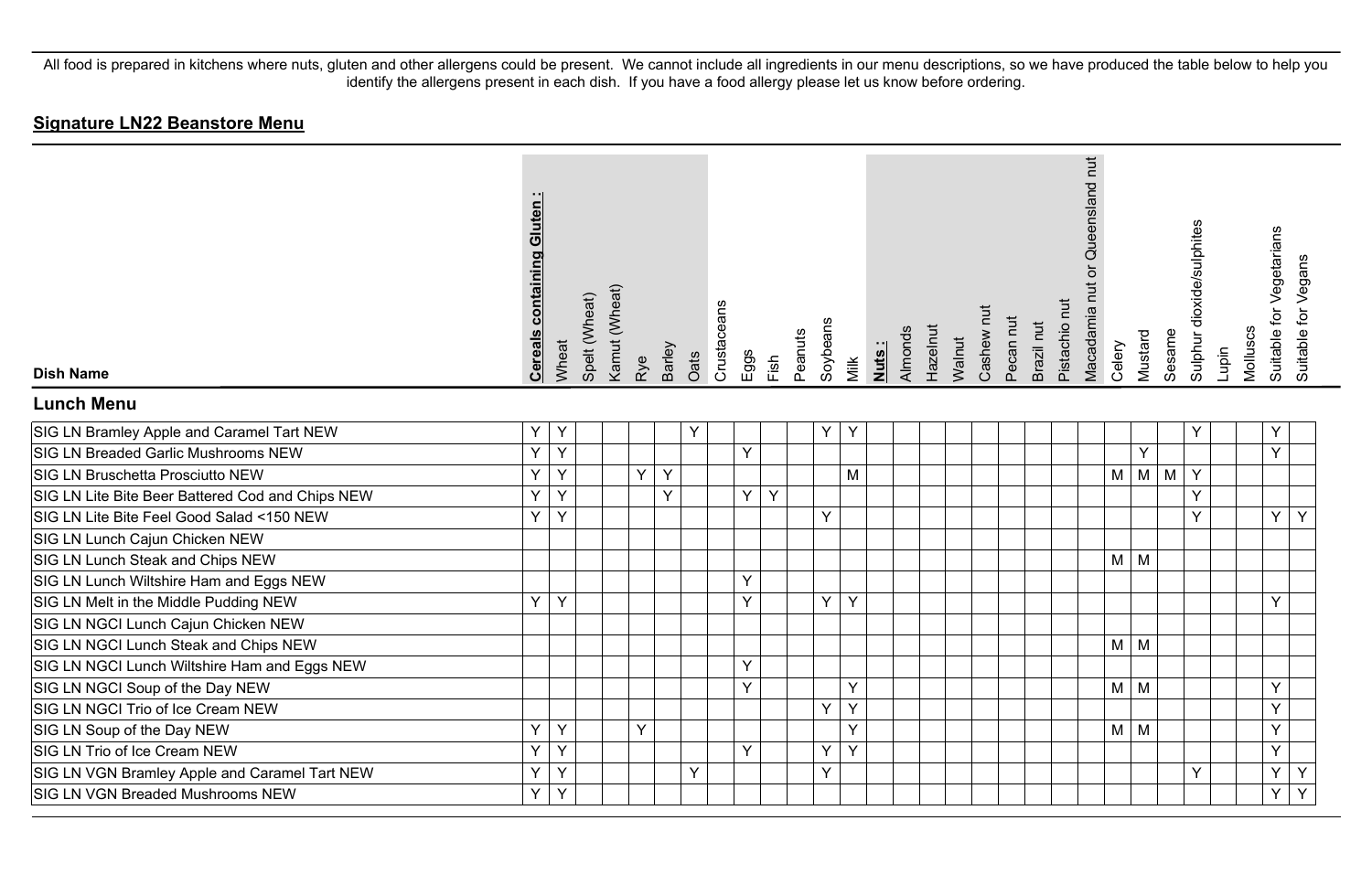All food is prepared in kitchens where nuts, gluten and other allergens could be present. We cannot include all ingredients in our menu descriptions, so we have produced the table below to help you identify the allergens present in each dish. If you have a food allergy please let us know before ordering.

## Signature LN22 Beanstore Menu

| Dish Name | Cereals containing Gluten : | Wheat | Spelt (Wheat) | Kamut (Wheat) | Rye | Barley | Oats | Crustaceans | Eggs | Fish | Peanuts | Soybeans | Milk | Nuts : | Almonds | Hazelnut | Walnut | Cashew nut | Pecan nut | Brazil nut | Pistachio nut | Macadamia nut or Queensland nut | Celery | Mustard | Sesame | Sulphur dioxide/sulphites | Lupin | Molluscs | Suitable for Vegetarians | Suitable for Vegans |
|---|---|---|---|---|---|---|---|---|---|---|---|---|---|---|---|---|---|---|---|---|---|---|---|---|---|---|---|---|---|---|
| **Lunch Menu** | | | | | | | | | | | | | | | | | | | | | | | | | | | | | | |
| SIG LN Bramley Apple and Caramel Tart NEW | Y | Y | | | | | Y | | | | | Y | Y | | | | | | | | | | | | | Y | | | Y | |
| SIG LN Breaded Garlic Mushrooms NEW | Y | Y | | | | | | | Y | | | | | | | | | | | | | | | Y | | | | | Y | |
| SIG LN Bruschetta Prosciutto NEW | Y | Y | | | Y | Y | | | | | | | M | | | | | | | | | | M | M | M | Y | | | | |
| SIG LN Lite Bite Beer Battered Cod and Chips NEW | Y | Y | | | | Y | | | Y | Y | | | | | | | | | | | | | | | | Y | | | | |
| SIG LN Lite Bite Feel Good Salad <150 NEW | Y | Y | | | | | | | | | | Y | | | | | | | | | | | | | | Y | | | Y | Y |
| SIG LN Lunch Cajun Chicken NEW | | | | | | | | | | | | | | | | | | | | | | | | | | | | | | |
| SIG LN Lunch Steak and Chips NEW | | | | | | | | | | | | | | | | | | | | | | | M | M | | | | | | |
| SIG LN Lunch Wiltshire Ham and Eggs NEW | | | | | | | | | Y | | | | | | | | | | | | | | | | | | | | | |
| SIG LN Melt in the Middle Pudding NEW | Y | Y | | | | | | | Y | | | Y | Y | | | | | | | | | | | | | | | | Y | |
| SIG LN NGCI Lunch Cajun Chicken NEW | | | | | | | | | | | | | | | | | | | | | | | | | | | | | | |
| SIG LN NGCI Lunch Steak and Chips NEW | | | | | | | | | | | | | | | | | | | | | | | M | M | | | | | | |
| SIG LN NGCI Lunch Wiltshire Ham and Eggs NEW | | | | | | | | | Y | | | | | | | | | | | | | | | | | | | | | |
| SIG LN NGCI Soup of the Day NEW | | | | | | | | | Y | | | | Y | | | | | | | | | | M | M | | | | | Y | |
| SIG LN NGCI Trio of Ice Cream NEW | | | | | | | | | | | | Y | Y | | | | | | | | | | | | | | | | Y | |
| SIG LN Soup of the Day NEW | Y | Y | | | Y | | | | | | | | Y | | | | | | | | | | M | M | | | | | Y | |
| SIG LN Trio of Ice Cream NEW | Y | Y | | | | | | | Y | | | Y | Y | | | | | | | | | | | | | | | | Y | |
| SIG LN VGN Bramley Apple and Caramel Tart NEW | Y | Y | | | | | Y | | | | | Y | | | | | | | | | | | | | | Y | | | Y | Y |
| SIG LN VGN Breaded Mushrooms NEW | Y | Y | | | | | | | | | | | | | | | | | | | | | | | | | | | Y | Y |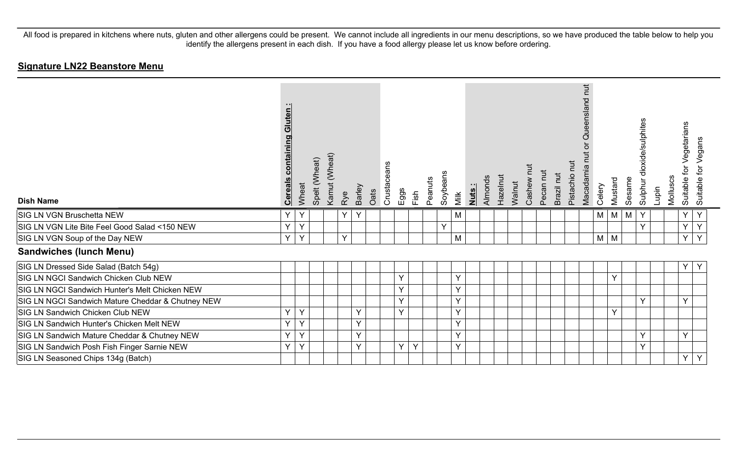All food is prepared in kitchens where nuts, gluten and other allergens could be present. We cannot include all ingredients in our menu descriptions, so we have produced the table below to help you identify the allergens present in each dish. If you have a food allergy please let us know before ordering.

## Signature LN22 Beanstore Menu

| Dish Name | Cereals containing Gluten : | Wheat | Spelt (Wheat) | Kamut (Wheat) | Rye | Barley | Oats | Crustaceans | Eggs | Fish | Peanuts | Soybeans | Milk | Nuts : | Almonds | Hazelnut | Walnut | Cashew nut | Pecan nut | Brazil nut | Pistachio nut | Macadamia nut or Queensland nut | Celery | Mustard | Sesame | Sulphur dioxide/sulphites | Lupin | Molluscs | Suitable for Vegetarians | Suitable for Vegans |
|---|---|---|---|---|---|---|---|---|---|---|---|---|---|---|---|---|---|---|---|---|---|---|---|---|---|---|---|---|---|---|
| SIG LN VGN Bruschetta NEW | Y | Y | | | Y | Y | | | | | | | M | | | | | | | | | | M | M | M | Y | | | Y | Y |
| SIG LN VGN Lite Bite Feel Good Salad <150 NEW | Y | Y | | | | | | | | | | Y | | | | | | | | | | | | | | Y | | | Y | Y |
| SIG LN VGN Soup of the Day NEW | Y | Y | | | Y | | | | | | | | M | | | | | | | | | | M | M | | | | | Y | Y |
| **Sandwiches (lunch Menu)** | | | | | | | | | | | | | | | | | | | | | | | | | | | | | | |
| SIG LN Dressed Side Salad (Batch 54g) | | | | | | | | | | | | | | | | | | | | | | | | | | | | | Y | Y |
| SIG LN NGCI Sandwich Chicken Club NEW | | | | | | | | | Y | | | | Y | | | | | | | | | | | Y | | | | | | |
| SIG LN NGCI Sandwich Hunter's Melt Chicken NEW | | | | | | | | | Y | | | | Y | | | | | | | | | | | | | | | | | |
| SIG LN NGCI Sandwich Mature Cheddar & Chutney NEW | | | | | | | | | Y | | | | Y | | | | | | | | | | | | | Y | | | Y | |
| SIG LN Sandwich Chicken Club NEW | Y | Y | | | | Y | | | Y | | | | Y | | | | | | | | | | | Y | | | | | | |
| SIG LN Sandwich Hunter's Chicken Melt NEW | Y | Y | | | | Y | | | | | | | Y | | | | | | | | | | | | | | | | | |
| SIG LN Sandwich Mature Cheddar & Chutney NEW | Y | Y | | | | Y | | | | | | | Y | | | | | | | | | | | | | Y | | | Y | |
| SIG LN Sandwich Posh Fish Finger Sarnie NEW | Y | Y | | | | Y | | | Y | Y | | | Y | | | | | | | | | | | | | Y | | | | |
| SIG LN Seasoned Chips 134g (Batch) | | | | | | | | | | | | | | | | | | | | | | | | | | | | | Y | Y |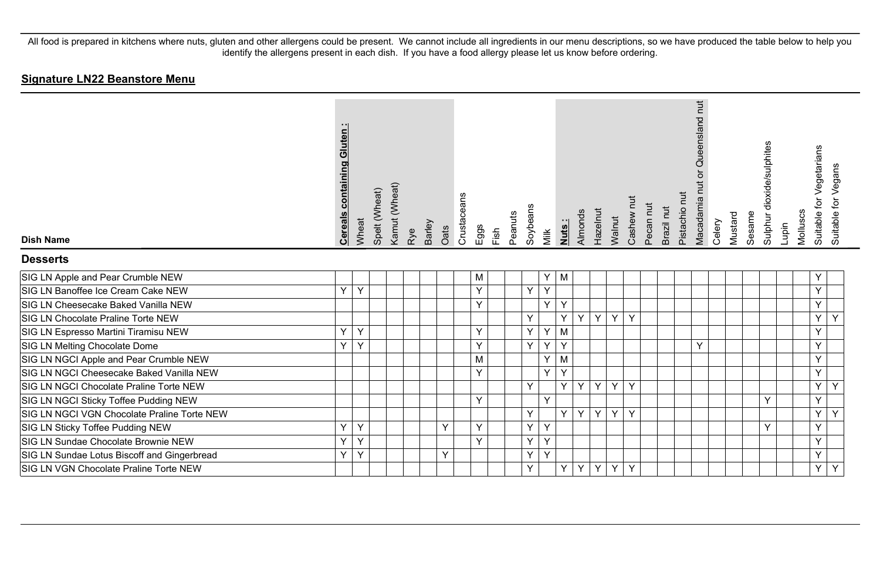All food is prepared in kitchens where nuts, gluten and other allergens could be present. We cannot include all ingredients in our menu descriptions, so we have produced the table below to help you identify the allergens present in each dish. If you have a food allergy please let us know before ordering.

## Signature LN22 Beanstore Menu

| Dish Name | **Cereals containing Gluten :** | Wheat | Spelt (Wheat) | Kamut (Wheat) | Rye | Barley | Oats | Crustaceans | Eggs | Fish | Peanuts | Soybeans | Milk | **Nuts :** | Almonds | Hazelnut | Walnut | Cashew nut | Pecan nut | Brazil nut | Pistachio nut | Macadamia nut or Queensland nut | Celery | Mustard | Sesame | Sulphur dioxide/sulphites | Lupin | Molluscs | Suitable for Vegetarians | Suitable for Vegans |
|---|---|---|---|---|---|---|---|---|---|---|---|---|---|---|---|---|---|---|---|---|---|---|---|---|---|---|---|---|---|---|
| **Desserts** | | | | | | | | | | | | | | | | | | | | | | | | | | | | | | |
| SIG LN Apple and Pear Crumble NEW | | | | | | | | | M | | | | Y | M | | | | | | | | | | | | | | | Y | |
| SIG LN Banoffee Ice Cream Cake NEW | Y | Y | | | | | | | Y | | | Y | Y | | | | | | | | | | | | | | | | Y | |
| SIG LN Cheesecake Baked Vanilla NEW | | | | | | | | | Y | | | | Y | Y | | | | | | | | | | | | | | | Y | |
| SIG LN Chocolate Praline Torte NEW | | | | | | | | | | | | Y | | Y | Y | Y | Y | Y | | | | | | | | | | | Y | Y |
| SIG LN Espresso Martini Tiramisu NEW | Y | Y | | | | | | | Y | | | Y | Y | M | | | | | | | | | | | | | | | Y | |
| SIG LN Melting Chocolate Dome | Y | Y | | | | | | | Y | | | Y | Y | Y | | | | | | | | Y | | | | | | | Y | |
| SIG LN NGCI Apple and Pear Crumble NEW | | | | | | | | | M | | | | Y | M | | | | | | | | | | | | | | | Y | |
| SIG LN NGCI Cheesecake Baked Vanilla NEW | | | | | | | | | Y | | | | Y | Y | | | | | | | | | | | | | | | Y | |
| SIG LN NGCI Chocolate Praline Torte NEW | | | | | | | | | | | | Y | | Y | Y | Y | Y | Y | | | | | | | | | | | Y | Y |
| SIG LN NGCI Sticky Toffee Pudding NEW | | | | | | | | | Y | | | | Y | | | | | | | | | | | | | Y | | | Y | |
| SIG LN NGCI VGN Chocolate Praline Torte NEW | | | | | | | | | | | | Y | | Y | Y | Y | Y | Y | | | | | | | | | | | Y | Y |
| SIG LN Sticky Toffee Pudding NEW | Y | Y | | | | | Y | | Y | | | Y | Y | | | | | | | | | | | | | Y | | | Y | |
| SIG LN Sundae Chocolate Brownie NEW | Y | Y | | | | | | | Y | | | Y | Y | | | | | | | | | | | | | | | | Y | |
| SIG LN Sundae Lotus Biscoff and Gingerbread | Y | Y | | | | | Y | | | | | Y | Y | | | | | | | | | | | | | | | | Y | |
| SIG LN VGN Chocolate Praline Torte NEW | | | | | | | | | | | | Y | | Y | Y | Y | Y | Y | | | | | | | | | | | Y | Y |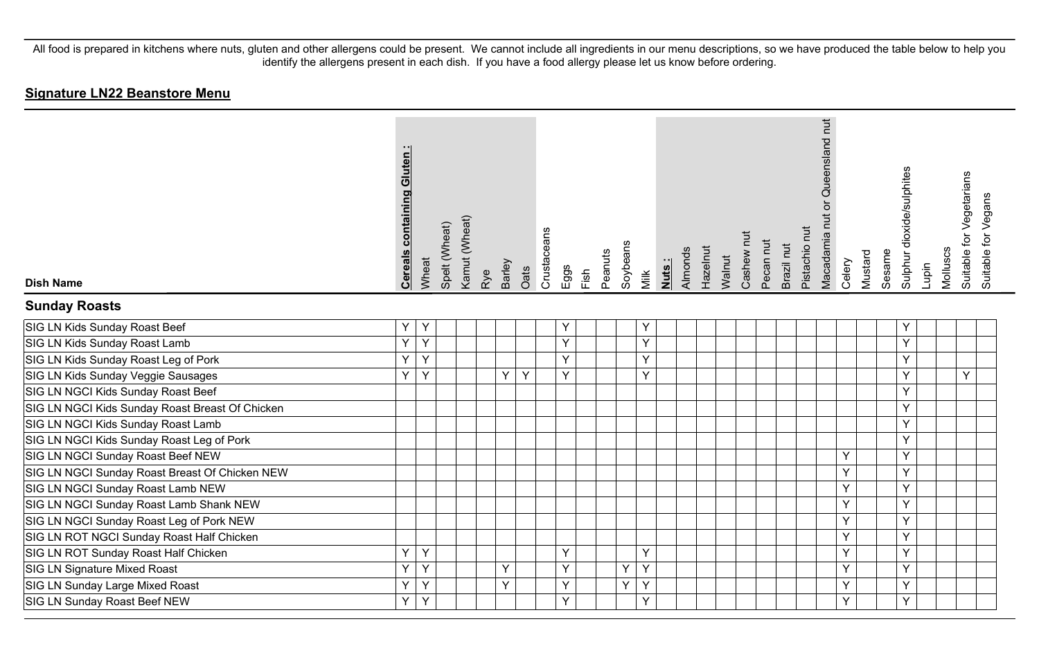All food is prepared in kitchens where nuts, gluten and other allergens could be present. We cannot include all ingredients in our menu descriptions, so we have produced the table below to help you identify the allergens present in each dish. If you have a food allergy please let us know before ordering.

## Signature LN22 Beanstore Menu

| Dish Name | **Cereals containing Gluten :** | Wheat | Spelt (Wheat) | Kamut (Wheat) | Rye | Barley | Oats | Crustaceans | Eggs | Fish | Peanuts | Soybeans | Milk | **Nuts :** | Almonds | Hazelnut | Walnut | Cashew nut | Pecan nut | Brazil nut | Pistachio nut | Macadamia nut or Queensland nut | Celery | Mustard | Sesame | Sulphur dioxide/sulphites | Lupin | Molluscs | Suitable for Vegetarians | Suitable for Vegans |
|---|---|---|---|---|---|---|---|---|---|---|---|---|---|---|---|---|---|---|---|---|---|---|---|---|---|---|---|---|---|---|
| **Sunday Roasts** | | | | | | | | | | | | | | | | | | | | | | | | | | | | | | |
| SIG LN Kids Sunday Roast Beef | Y | Y | | | | | | | Y | | | | Y | | | | | | | | | | | | | Y | | | | |
| SIG LN Kids Sunday Roast Lamb | Y | Y | | | | | | | Y | | | | Y | | | | | | | | | | | | | Y | | | | |
| SIG LN Kids Sunday Roast Leg of Pork | Y | Y | | | | | | | Y | | | | Y | | | | | | | | | | | | | Y | | | | |
| SIG LN Kids Sunday Veggie Sausages | Y | Y | | | | Y | Y | | Y | | | | Y | | | | | | | | | | | | | Y | | | Y | |
| SIG LN NGCI Kids Sunday Roast Beef | | | | | | | | | | | | | | | | | | | | | | | | | | Y | | | | |
| SIG LN NGCI Kids Sunday Roast Breast Of Chicken | | | | | | | | | | | | | | | | | | | | | | | | | | Y | | | | |
| SIG LN NGCI Kids Sunday Roast Lamb | | | | | | | | | | | | | | | | | | | | | | | | | | Y | | | | |
| SIG LN NGCI Kids Sunday Roast Leg of Pork | | | | | | | | | | | | | | | | | | | | | | | | | | Y | | | | |
| SIG LN NGCI Sunday Roast Beef NEW | | | | | | | | | | | | | | | | | | | | | | | Y | | | Y | | | | |
| SIG LN NGCI Sunday Roast Breast Of Chicken NEW | | | | | | | | | | | | | | | | | | | | | | | Y | | | Y | | | | |
| SIG LN NGCI Sunday Roast Lamb NEW | | | | | | | | | | | | | | | | | | | | | | | Y | | | Y | | | | |
| SIG LN NGCI Sunday Roast Lamb Shank NEW | | | | | | | | | | | | | | | | | | | | | | | Y | | | Y | | | | |
| SIG LN NGCI Sunday Roast Leg of Pork NEW | | | | | | | | | | | | | | | | | | | | | | | Y | | | Y | | | | |
| SIG LN ROT NGCI Sunday Roast Half Chicken | | | | | | | | | | | | | | | | | | | | | | | Y | | | Y | | | | |
| SIG LN ROT Sunday Roast Half Chicken | Y | Y | | | | | | | Y | | | | Y | | | | | | | | | | Y | | | Y | | | | |
| SIG LN Signature Mixed Roast | Y | Y | | | | Y | | | Y | | | Y | Y | | | | | | | | | | Y | | | Y | | | | |
| SIG LN Sunday Large Mixed Roast | Y | Y | | | | Y | | | Y | | | Y | Y | | | | | | | | | | Y | | | Y | | | | |
| SIG LN Sunday Roast Beef NEW | Y | Y | | | | | | | Y | | | | Y | | | | | | | | | | Y | | | Y | | | | |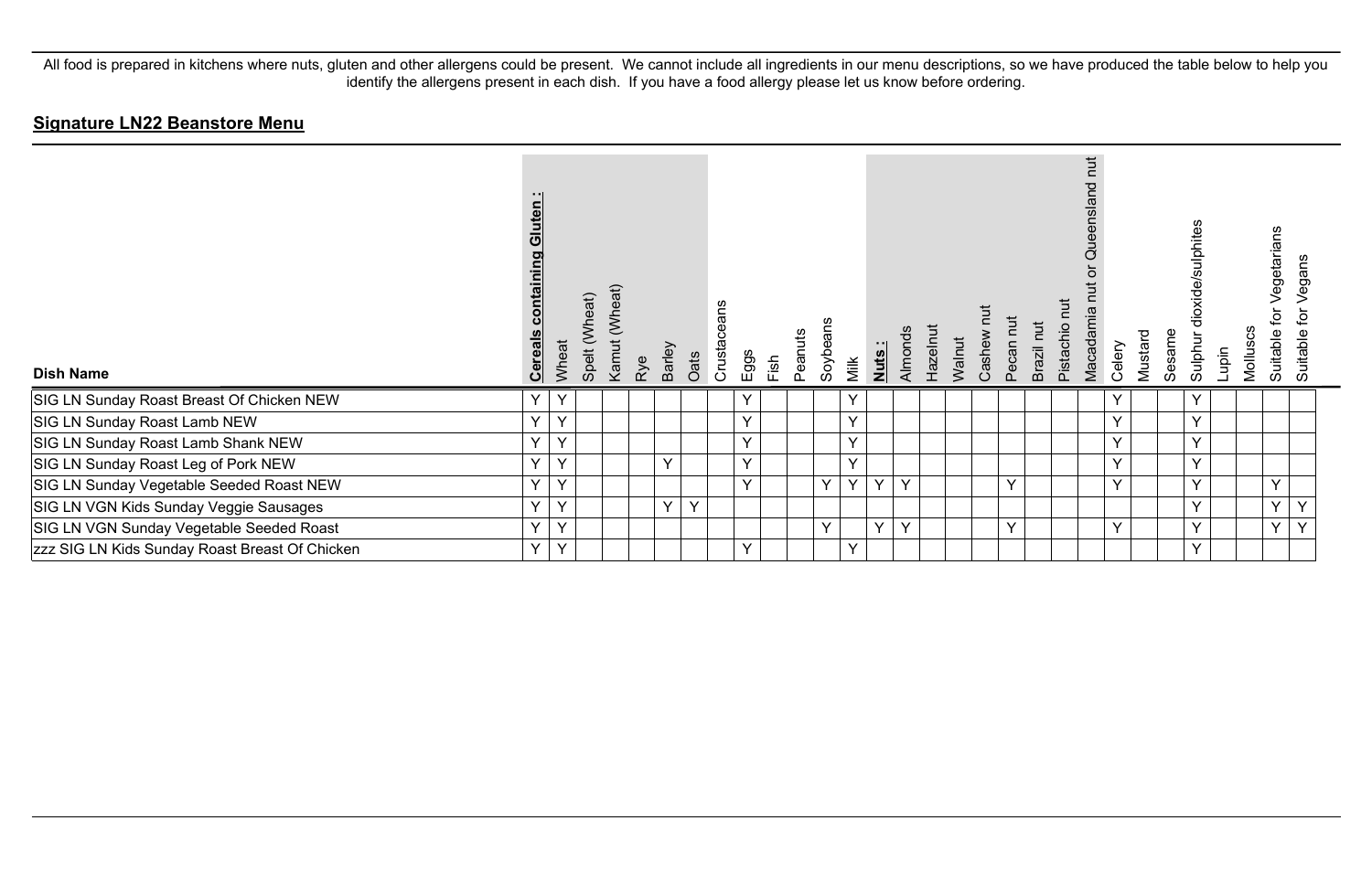All food is prepared in kitchens where nuts, gluten and other allergens could be present. We cannot include all ingredients in our menu descriptions, so we have produced the table below to help you identify the allergens present in each dish. If you have a food allergy please let us know before ordering.

## **Signature LN22 Beanstore Menu**

| Dish Name | **Cereals containing Gluten :** | Wheat | Spelt (Wheat) | Kamut (Wheat) | Rye | Barley | Oats | Crustaceans | Eggs | Fish | Peanuts | Soybeans | Milk | **Nuts :** | Almonds | Hazelnut | Walnut | Cashew nut | Pecan nut | Brazil nut | Pistachio nut | Macadamia nut or Queensland nut | Celery | Mustard | Sesame | Sulphur dioxide/sulphites | Lupin | Molluscs | Suitable for Vegetarians | Suitable for Vegans |
|---|---|---|---|---|---|---|---|---|---|---|---|---|---|---|---|---|---|---|---|---|---|---|---|---|---|---|---|---|---|---|
| SIG LN Sunday Roast Breast Of Chicken NEW | Y | Y | | | | | | | Y | | | | Y | | | | | | | | | | Y | | | Y | | | | |
| SIG LN Sunday Roast Lamb NEW | Y | Y | | | | | | | Y | | | | Y | | | | | | | | | | Y | | | Y | | | | |
| SIG LN Sunday Roast Lamb Shank NEW | Y | Y | | | | | | | Y | | | | Y | | | | | | | | | | Y | | | Y | | | | |
| SIG LN Sunday Roast Leg of Pork NEW | Y | Y | | | | Y | | | Y | | | | Y | | | | | | | | | | Y | | | Y | | | | |
| SIG LN Sunday Vegetable Seeded Roast NEW | Y | Y | | | | | | | Y | | | Y | Y | Y | Y | | | | Y | | | | Y | | | Y | | | Y | |
| SIG LN VGN Kids Sunday Veggie Sausages | Y | Y | | | | Y | Y | | | | | | | | | | | | | | | | | | | Y | | | Y | Y |
| SIG LN VGN Sunday Vegetable Seeded Roast | Y | Y | | | | | | | | | | Y | | Y | Y | | | | Y | | | | Y | | | Y | | | Y | Y |
| zzz SIG LN Kids Sunday Roast Breast Of Chicken | Y | Y | | | | | | | Y | | | | Y | | | | | | | | | | | | | Y | | | | |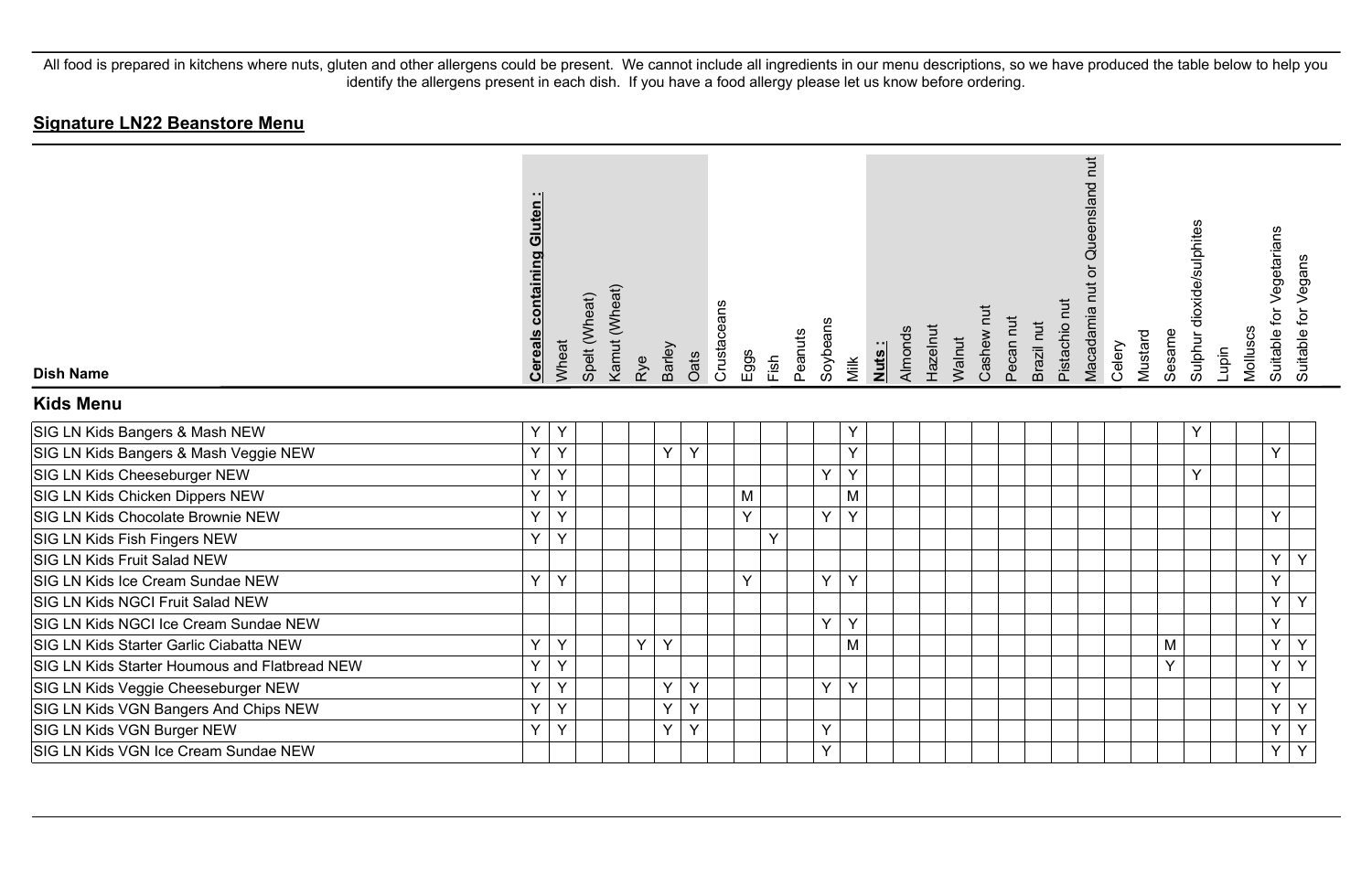All food is prepared in kitchens where nuts, gluten and other allergens could be present. We cannot include all ingredients in our menu descriptions, so we have produced the table below to help you identify the allergens present in each dish. If you have a food allergy please let us know before ordering.

## Signature LN22 Beanstore Menu

| Dish Name | Cereals containing Gluten : | Wheat | Spelt (Wheat) | Kamut (Wheat) | Rye | Barley | Oats | Crustaceans | Eggs | Fish | Peanuts | Soybeans | Milk | Nuts : | Almonds | Hazelnut | Walnut | Cashew nut | Pecan nut | Brazil nut | Pistachio nut | Macadamia nut or Queensland nut | Celery | Mustard | Sesame | Sulphur dioxide/sulphites | Lupin | Molluscs | Suitable for Vegetarians | Suitable for Vegans |
|---|---|---|---|---|---|---|---|---|---|---|---|---|---|---|---|---|---|---|---|---|---|---|---|---|---|---|---|---|---|---|
| **Kids Menu** | | | | | | | | | | | | | | | | | | | | | | | | | | | | | | |
| SIG LN Kids Bangers & Mash NEW | Y | Y | | | | | | | | | | | Y | | | | | | | | | | | | | Y | | | | |
| SIG LN Kids Bangers & Mash Veggie NEW | Y | Y | | | | Y | Y | | | | | | Y | | | | | | | | | | | | | | | | Y | |
| SIG LN Kids Cheeseburger NEW | Y | Y | | | | | | | | | | Y | Y | | | | | | | | | | | | | Y | | | | |
| SIG LN Kids Chicken Dippers NEW | Y | Y | | | | | | | M | | | | M | | | | | | | | | | | | | | | | | |
| SIG LN Kids Chocolate Brownie NEW | Y | Y | | | | | | | Y | | | Y | Y | | | | | | | | | | | | | | | | Y | |
| SIG LN Kids Fish Fingers NEW | Y | Y | | | | | | | | Y | | | | | | | | | | | | | | | | | | | | |
| SIG LN Kids Fruit Salad NEW | | | | | | | | | | | | | | | | | | | | | | | | | | | | | Y | Y |
| SIG LN Kids Ice Cream Sundae NEW | Y | Y | | | | | | | Y | | | Y | Y | | | | | | | | | | | | | | | | Y | |
| SIG LN Kids NGCI Fruit Salad NEW | | | | | | | | | | | | | | | | | | | | | | | | | | | | | Y | Y |
| SIG LN Kids NGCI Ice Cream Sundae NEW | | | | | | | | | | | | Y | Y | | | | | | | | | | | | | | | | Y | |
| SIG LN Kids Starter Garlic Ciabatta NEW | Y | Y | | | Y | Y | | | | | | | M | | | | | | | | | | | | M | | | | Y | Y |
| SIG LN Kids Starter Houmous and Flatbread NEW | Y | Y | | | | | | | | | | | | | | | | | | | | | | | Y | | | | Y | Y |
| SIG LN Kids Veggie Cheeseburger NEW | Y | Y | | | | Y | Y | | | | | Y | Y | | | | | | | | | | | | | | | | Y | |
| SIG LN Kids VGN Bangers And Chips NEW | Y | Y | | | | Y | Y | | | | | | | | | | | | | | | | | | | | | | Y | Y |
| SIG LN Kids VGN Burger NEW | Y | Y | | | | Y | Y | | | | | Y | | | | | | | | | | | | | | | | | Y | Y |
| SIG LN Kids VGN Ice Cream Sundae NEW | | | | | | | | | | | | Y | | | | | | | | | | | | | | | | | Y | Y |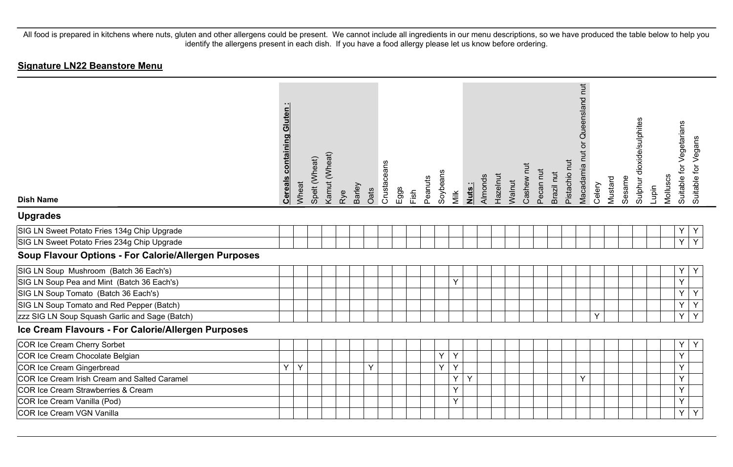All food is prepared in kitchens where nuts, gluten and other allergens could be present. We cannot include all ingredients in our menu descriptions, so we have produced the table below to help you identify the allergens present in each dish. If you have a food allergy please let us know before ordering.

## Signature LN22 Beanstore Menu

| Dish Name | Cereals containing Gluten : | Wheat | Spelt (Wheat) | Kamut (Wheat) | Rye | Barley | Oats | Crustaceans | Eggs | Fish | Peanuts | Soybeans | Milk | Nuts : | Almonds | Hazelnut | Walnut | Cashew nut | Pecan nut | Brazil nut | Pistachio nut | Macadamia nut or Queensland nut | Celery | Mustard | Sesame | Sulphur dioxide/sulphites | Lupin | Molluscs | Suitable for Vegetarians | Suitable for Vegans |
|---|---|---|---|---|---|---|---|---|---|---|---|---|---|---|---|---|---|---|---|---|---|---|---|---|---|---|---|---|---|---|
| **Upgrades** | | | | | | | | | | | | | | | | | | | | | | | | | | | | | | |
| SIG LN Sweet Potato Fries 134g Chip Upgrade | | | | | | | | | | | | | | | | | | | | | | | | | | | | | Y | Y |
| SIG LN Sweet Potato Fries 234g Chip Upgrade | | | | | | | | | | | | | | | | | | | | | | | | | | | | | Y | Y |
| **Soup Flavour Options - For Calorie/Allergen Purposes** | | | | | | | | | | | | | | | | | | | | | | | | | | | | | | |
| SIG LN Soup Mushroom (Batch 36 Each's) | | | | | | | | | | | | | | | | | | | | | | | | | | | | | Y | Y |
| SIG LN Soup Pea and Mint (Batch 36 Each's) | | | | | | | | | | | | | Y | | | | | | | | | | | | | | | | Y | |
| SIG LN Soup Tomato (Batch 36 Each's) | | | | | | | | | | | | | | | | | | | | | | | | | | | | | Y | Y |
| SIG LN Soup Tomato and Red Pepper (Batch) | | | | | | | | | | | | | | | | | | | | | | | | | | | | | Y | Y |
| zzz SIG LN Soup Squash Garlic and Sage (Batch) | | | | | | | | | | | | | | | | | | | | | | | Y | | | | | | Y | Y |
| **Ice Cream Flavours - For Calorie/Allergen Purposes** | | | | | | | | | | | | | | | | | | | | | | | | | | | | | | |
| COR Ice Cream Cherry Sorbet | | | | | | | | | | | | | | | | | | | | | | | | | | | | | Y | Y |
| COR Ice Cream Chocolate Belgian | | | | | | | | | | | | Y | Y | | | | | | | | | | | | | | | | Y | |
| COR Ice Cream Gingerbread | Y | Y | | | | | Y | | | | | Y | Y | | | | | | | | | | | | | | | | Y | |
| COR Ice Cream Irish Cream and Salted Caramel | | | | | | | | | | | | | Y | Y | | | | | | | | Y | | | | | | | Y | |
| COR Ice Cream Strawberries & Cream | | | | | | | | | | | | | Y | | | | | | | | | | | | | | | | Y | |
| COR Ice Cream Vanilla (Pod) | | | | | | | | | | | | | Y | | | | | | | | | | | | | | | | Y | |
| COR Ice Cream VGN Vanilla | | | | | | | | | | | | | | | | | | | | | | | | | | | | | Y | Y |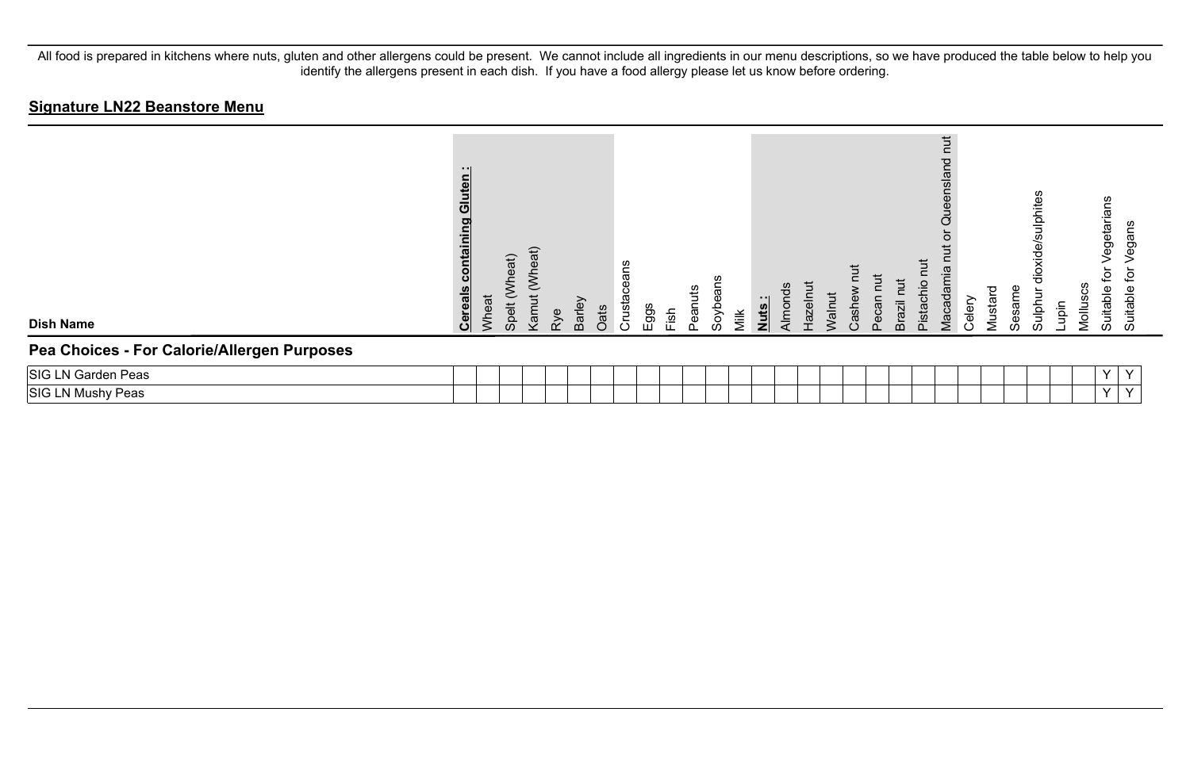All food is prepared in kitchens where nuts, gluten and other allergens could be present. We cannot include all ingredients in our menu descriptions, so we have produced the table below to help you identify the allergens present in each dish. If you have a food allergy please let us know before ordering.

## **Signature LN22 Beanstore Menu**

| Dish Name | **Cereals containing Gluten :** | Wheat | Spelt (Wheat) | Kamut (Wheat) | Rye | Barley | Oats | Crustaceans | Eggs | Fish | Peanuts | Soybeans | Milk | **Nuts :** | Almonds | Hazelnut | Walnut | Cashew nut | Pecan nut | Brazil nut | Pistachio nut | Macadamia nut or Queensland nut | Celery | Mustard | Sesame | Sulphur dioxide/sulphites | Lupin | Molluscs | Suitable for Vegetarians | Suitable for Vegans |
|---|---|---|---|---|---|---|---|---|---|---|---|---|---|---|---|---|---|---|---|---|---|---|---|---|---|---|---|---|---|---|
| **Pea Choices - For Calorie/Allergen Purposes** | | | | | | | | | | | | | | | | | | | | | | | | | | | | | | |
| SIG LN Garden Peas | | | | | | | | | | | | | | | | | | | | | | | | | | | | | Y | Y |
| SIG LN Mushy Peas | | | | | | | | | | | | | | | | | | | | | | | | | | | | | Y | Y |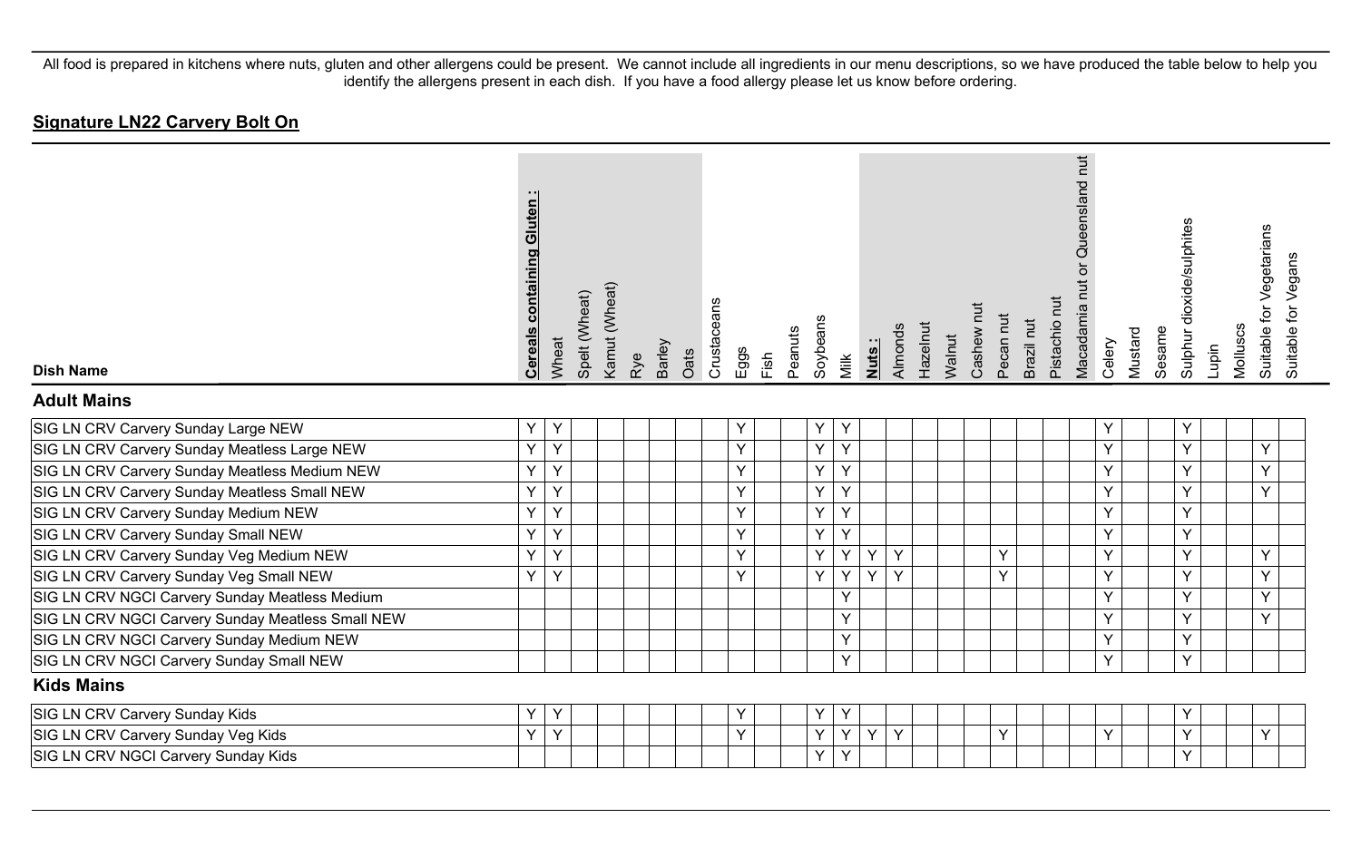All food is prepared in kitchens where nuts, gluten and other allergens could be present. We cannot include all ingredients in our menu descriptions, so we have produced the table below to help you identify the allergens present in each dish. If you have a food allergy please let us know before ordering.

## **Signature LN22 Carvery Bolt On**

| Dish Name | **Cereals containing Gluten :** | Wheat | Spelt (Wheat) | Kamut (Wheat) | Rye | Barley | Oats | Crustaceans | Eggs | Fish | Peanuts | Soybeans | Milk | **Nuts :** | Almonds | Hazelnut | Walnut | Cashew nut | Pecan nut | Brazil nut | Pistachio nut | Macadamia nut or Queensland nut | Celery | Mustard | Sesame | Sulphur dioxide/sulphites | Lupin | Molluscs | Suitable for Vegetarians | Suitable for Vegans |
|---|---|---|---|---|---|---|---|---|---|---|---|---|---|---|---|---|---|---|---|---|---|---|---|---|---|---|---|---|---|---|
| **Adult Mains** | | | | | | | | | | | | | | | | | | | | | | | | | | | | | | |
| SIG LN CRV Carvery Sunday Large NEW | Y | Y | | | | | | | Y | | | Y | Y | | | | | | | | | | Y | | | Y | | | | |
| SIG LN CRV Carvery Sunday Meatless Large NEW | Y | Y | | | | | | | Y | | | Y | Y | | | | | | | | | | Y | | | Y | | | Y | |
| SIG LN CRV Carvery Sunday Meatless Medium NEW | Y | Y | | | | | | | Y | | | Y | Y | | | | | | | | | | Y | | | Y | | | Y | |
| SIG LN CRV Carvery Sunday Meatless Small NEW | Y | Y | | | | | | | Y | | | Y | Y | | | | | | | | | | Y | | | Y | | | Y | |
| SIG LN CRV Carvery Sunday Medium NEW | Y | Y | | | | | | | Y | | | Y | Y | | | | | | | | | | Y | | | Y | | | | |
| SIG LN CRV Carvery Sunday Small NEW | Y | Y | | | | | | | Y | | | Y | Y | | | | | | | | | | Y | | | Y | | | | |
| SIG LN CRV Carvery Sunday Veg Medium NEW | Y | Y | | | | | | | Y | | | Y | Y | Y | Y | | | | Y | | | | Y | | | Y | | | Y | |
| SIG LN CRV Carvery Sunday Veg Small NEW | Y | Y | | | | | | | Y | | | Y | Y | Y | Y | | | | Y | | | | Y | | | Y | | | Y | |
| SIG LN CRV NGCI Carvery Sunday Meatless Medium | | | | | | | | | | | | | Y | | | | | | | | | | Y | | | Y | | | Y | |
| SIG LN CRV NGCI Carvery Sunday Meatless Small NEW | | | | | | | | | | | | | Y | | | | | | | | | | Y | | | Y | | | Y | |
| SIG LN CRV NGCI Carvery Sunday Medium NEW | | | | | | | | | | | | | Y | | | | | | | | | | Y | | | Y | | | | |
| SIG LN CRV NGCI Carvery Sunday Small NEW | | | | | | | | | | | | | Y | | | | | | | | | | Y | | | Y | | | | |
| **Kids Mains** | | | | | | | | | | | | | | | | | | | | | | | | | | | | | | |
| SIG LN CRV Carvery Sunday Kids | Y | Y | | | | | | | Y | | | Y | Y | | | | | | | | | | | | | Y | | | | |
| SIG LN CRV Carvery Sunday Veg Kids | Y | Y | | | | | | | Y | | | Y | Y | Y | Y | | | | Y | | | | Y | | | Y | | | Y | |
| SIG LN CRV NGCI Carvery Sunday Kids | | | | | | | | | | | | Y | Y | | | | | | | | | | | | | Y | | | | |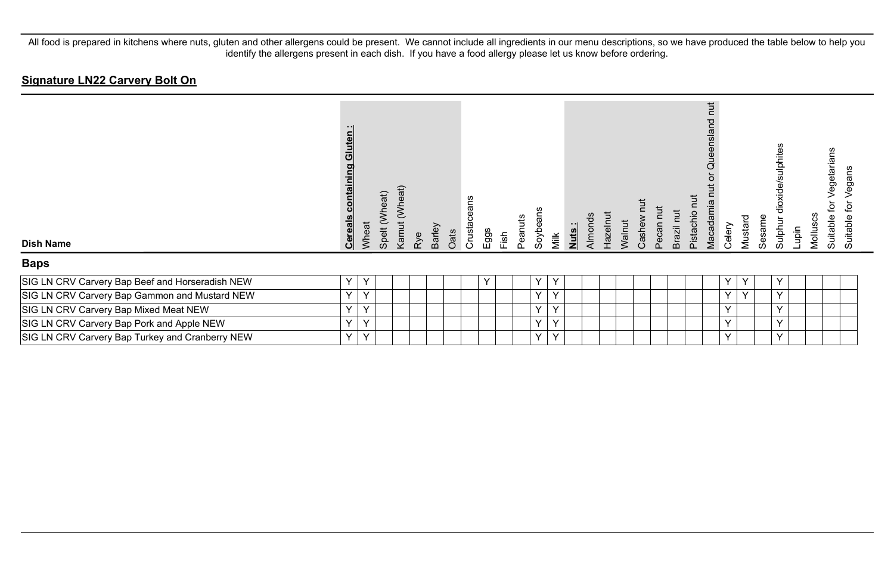All food is prepared in kitchens where nuts, gluten and other allergens could be present. We cannot include all ingredients in our menu descriptions, so we have produced the table below to help you identify the allergens present in each dish. If you have a food allergy please let us know before ordering.

## Signature LN22 Carvery Bolt On

| Dish Name | **Cereals containing Gluten :** | Wheat | Spelt (Wheat) | Kamut (Wheat) | Rye | Barley | Oats | Crustaceans | Eggs | Fish | Peanuts | Soybeans | Milk | **Nuts :** | Almonds | Hazelnut | Walnut | Cashew nut | Pecan nut | Brazil nut | Pistachio nut | Macadamia nut or Queensland nut | Celery | Mustard | Sesame | Sulphur dioxide/sulphites | Lupin | Molluscs | Suitable for Vegetarians | Suitable for Vegans |
|---|---|---|---|---|---|---|---|---|---|---|---|---|---|---|---|---|---|---|---|---|---|---|---|---|---|---|---|---|---|---|
| **Baps** | | | | | | | | | | | | | | | | | | | | | | | | | | | | | | |
| SIG LN CRV Carvery Bap Beef and Horseradish NEW | Y | Y | | | | | | | Y | | | Y | Y | | | | | | | | | | Y | Y | | Y | | | | |
| SIG LN CRV Carvery Bap Gammon and Mustard NEW | Y | Y | | | | | | | | | | Y | Y | | | | | | | | | | Y | Y | | Y | | | | |
| SIG LN CRV Carvery Bap Mixed Meat NEW | Y | Y | | | | | | | | | | Y | Y | | | | | | | | | | Y | | | Y | | | | |
| SIG LN CRV Carvery Bap Pork and Apple NEW | Y | Y | | | | | | | | | | Y | Y | | | | | | | | | | Y | | | Y | | | | |
| SIG LN CRV Carvery Bap Turkey and Cranberry NEW | Y | Y | | | | | | | | | | Y | Y | | | | | | | | | | Y | | | Y | | | | |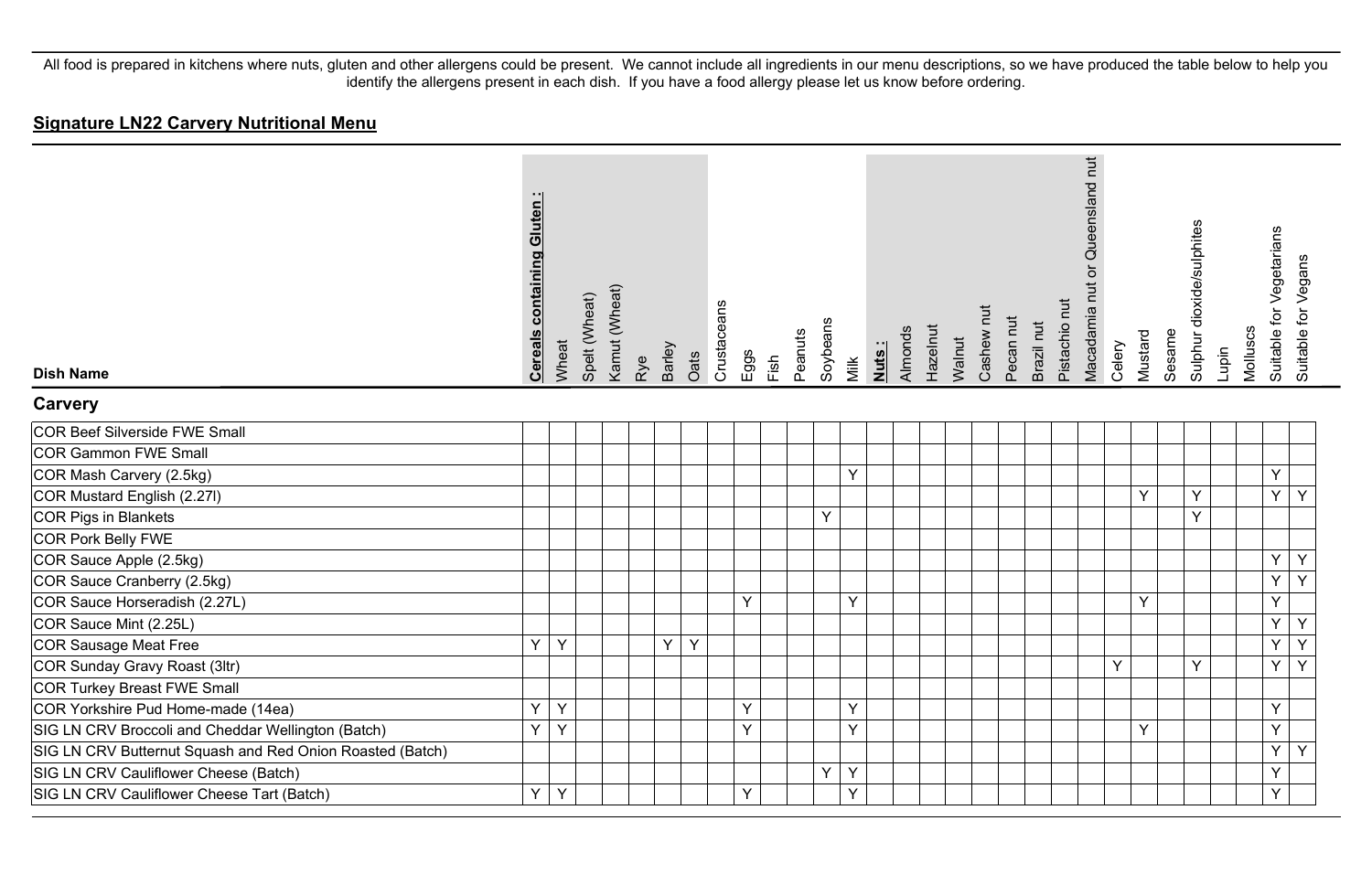All food is prepared in kitchens where nuts, gluten and other allergens could be present. We cannot include all ingredients in our menu descriptions, so we have produced the table below to help you identify the allergens present in each dish. If you have a food allergy please let us know before ordering.

## Signature LN22 Carvery Nutritional Menu

| Dish Name | Cereals containing Gluten : | Wheat | Spelt (Wheat) | Kamut (Wheat) | Rye | Barley | Oats | Crustaceans | Eggs | Fish | Peanuts | Soybeans | Milk | Nuts : | Almonds | Hazelnut | Walnut | Cashew nut | Pecan nut | Brazil nut | Pistachio nut | Macadamia nut or Queensland nut | Celery | Mustard | Sesame | Sulphur dioxide/sulphites | Lupin | Molluscs | Suitable for Vegetarians | Suitable for Vegans |
|---|---|---|---|---|---|---|---|---|---|---|---|---|---|---|---|---|---|---|---|---|---|---|---|---|---|---|---|---|---|---|
| **Carvery** | | | | | | | | | | | | | | | | | | | | | | | | | | | | | | |
| COR Beef Silverside FWE Small | | | | | | | | | | | | | | | | | | | | | | | | | | | | | | |
| COR Gammon FWE Small | | | | | | | | | | | | | | | | | | | | | | | | | | | | | | |
| COR Mash Carvery (2.5kg) | | | | | | | | | | | | | Y | | | | | | | | | | | | | | | | Y | |
| COR Mustard English (2.27l) | | | | | | | | | | | | | | | | | | | | | | | | Y | | Y | | | Y | Y |
| COR Pigs in Blankets | | | | | | | | | | | | Y | | | | | | | | | | | | | | Y | | | | |
| COR Pork Belly FWE | | | | | | | | | | | | | | | | | | | | | | | | | | | | | | |
| COR Sauce Apple (2.5kg) | | | | | | | | | | | | | | | | | | | | | | | | | | | | | Y | Y |
| COR Sauce Cranberry (2.5kg) | | | | | | | | | | | | | | | | | | | | | | | | | | | | | Y | Y |
| COR Sauce Horseradish (2.27L) | | | | | | | | | Y | | | | Y | | | | | | | | | | | Y | | | | | Y | |
| COR Sauce Mint (2.25L) | | | | | | | | | | | | | | | | | | | | | | | | | | | | | Y | Y |
| COR Sausage Meat Free | Y | Y | | | | Y | Y | | | | | | | | | | | | | | | | | | | | | | Y | Y |
| COR Sunday Gravy Roast (3ltr) | | | | | | | | | | | | | | | | | | | | | | | Y | | | Y | | | Y | Y |
| COR Turkey Breast FWE Small | | | | | | | | | | | | | | | | | | | | | | | | | | | | | | |
| COR Yorkshire Pud Home-made (14ea) | Y | Y | | | | | | | Y | | | | Y | | | | | | | | | | | | | | | | Y | |
| SIG LN CRV Broccoli and Cheddar Wellington (Batch) | Y | Y | | | | | | | Y | | | | Y | | | | | | | | | | | Y | | | | | Y | |
| SIG LN CRV Butternut Squash and Red Onion Roasted (Batch) | | | | | | | | | | | | | | | | | | | | | | | | | | | | | Y | Y |
| SIG LN CRV Cauliflower Cheese (Batch) | | | | | | | | | | | | Y | Y | | | | | | | | | | | | | | | | Y | |
| SIG LN CRV Cauliflower Cheese Tart (Batch) | Y | Y | | | | | | | Y | | | | Y | | | | | | | | | | | | | | | | Y | |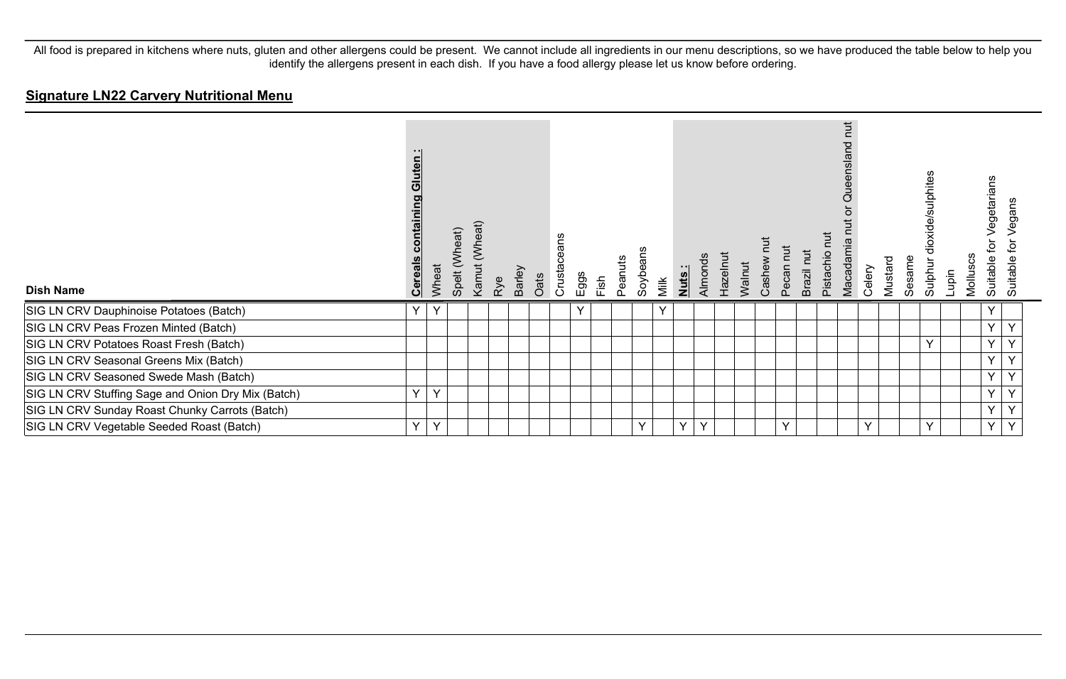All food is prepared in kitchens where nuts, gluten and other allergens could be present. We cannot include all ingredients in our menu descriptions, so we have produced the table below to help you identify the allergens present in each dish. If you have a food allergy please let us know before ordering.

## **Signature LN22 Carvery Nutritional Menu**

| Dish Name | **Cereals containing Gluten :** | Wheat | Spelt (Wheat) | Kamut (Wheat) | Rye | Barley | Oats | Crustaceans | Eggs | Fish | Peanuts | Soybeans | Milk | **Nuts :** | Almonds | Hazelnut | Walnut | Cashew nut | Pecan nut | Brazil nut | Pistachio nut | Macadamia nut or Queensland nut | Celery | Mustard | Sesame | Sulphur dioxide/sulphites | Lupin | Molluscs | Suitable for Vegetarians | Suitable for Vegans |
|---|---|---|---|---|---|---|---|---|---|---|---|---|---|---|---|---|---|---|---|---|---|---|---|---|---|---|---|---|---|---|
| SIG LN CRV Dauphinoise Potatoes (Batch) | Y | Y | | | | | | | Y | | | | Y | | | | | | | | | | | | | | | | Y | |
| SIG LN CRV Peas Frozen Minted (Batch) | | | | | | | | | | | | | | | | | | | | | | | | | | | | | Y | Y |
| SIG LN CRV Potatoes Roast Fresh (Batch) | | | | | | | | | | | | | | | | | | | | | | | | | | Y | | | Y | Y |
| SIG LN CRV Seasonal Greens Mix (Batch) | | | | | | | | | | | | | | | | | | | | | | | | | | | | | Y | Y |
| SIG LN CRV Seasoned Swede Mash (Batch) | | | | | | | | | | | | | | | | | | | | | | | | | | | | | Y | Y |
| SIG LN CRV Stuffing Sage and Onion Dry Mix (Batch) | Y | Y | | | | | | | | | | | | | | | | | | | | | | | | | | | Y | Y |
| SIG LN CRV Sunday Roast Chunky Carrots (Batch) | | | | | | | | | | | | | | | | | | | | | | | | | | | | | Y | Y |
| SIG LN CRV Vegetable Seeded Roast (Batch) | Y | Y | | | | | | | | | | Y | | Y | Y | | | | Y | | | | Y | | | Y | | | Y | Y |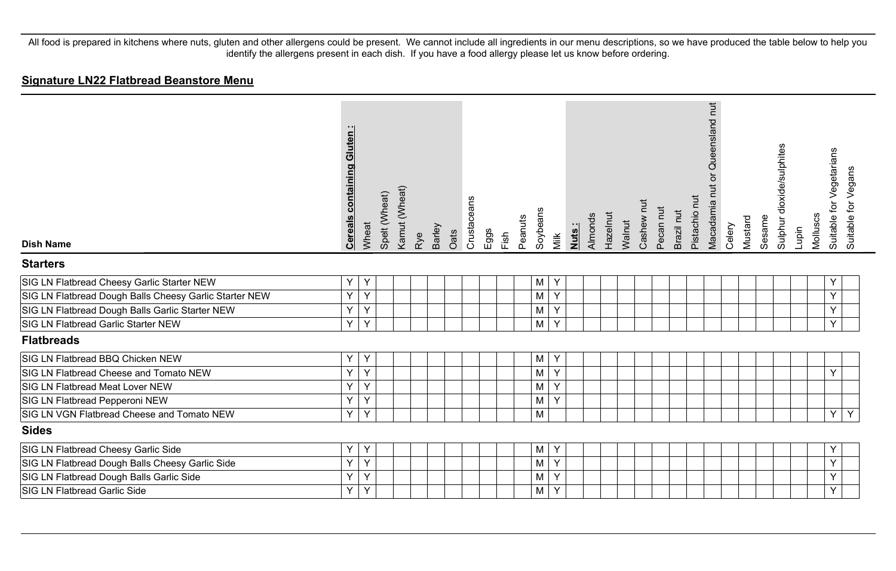All food is prepared in kitchens where nuts, gluten and other allergens could be present. We cannot include all ingredients in our menu descriptions, so we have produced the table below to help you identify the allergens present in each dish. If you have a food allergy please let us know before ordering.

## Signature LN22 Flatbread Beanstore Menu

| Dish Name | **Cereals containing Gluten :** | Wheat | Spelt (Wheat) | Kamut (Wheat) | Rye | Barley | Oats | Crustaceans | Eggs | Fish | Peanuts | Soybeans | Milk | **Nuts :** | Almonds | Hazelnut | Walnut | Cashew nut | Pecan nut | Brazil nut | Pistachio nut | Macadamia nut or Queensland nut | Celery | Mustard | Sesame | Sulphur dioxide/sulphites | Lupin | Molluscs | Suitable for Vegetarians | Suitable for Vegans |
|---|---|---|---|---|---|---|---|---|---|---|---|---|---|---|---|---|---|---|---|---|---|---|---|---|---|---|---|---|---|---|
| **Starters** | | | | | | | | | | | | | | | | | | | | | | | | | | | | | | |
| SIG LN Flatbread Cheesy Garlic Starter NEW | Y | Y | | | | | | | | | | M | Y | | | | | | | | | | | | | | | | Y | |
| SIG LN Flatbread Dough Balls Cheesy Garlic Starter NEW | Y | Y | | | | | | | | | | M | Y | | | | | | | | | | | | | | | | Y | |
| SIG LN Flatbread Dough Balls Garlic Starter NEW | Y | Y | | | | | | | | | | M | Y | | | | | | | | | | | | | | | | Y | |
| SIG LN Flatbread Garlic Starter NEW | Y | Y | | | | | | | | | | M | Y | | | | | | | | | | | | | | | | Y | |
| **Flatbreads** | | | | | | | | | | | | | | | | | | | | | | | | | | | | | | |
| SIG LN Flatbread BBQ Chicken NEW | Y | Y | | | | | | | | | | M | Y | | | | | | | | | | | | | | | | | |
| SIG LN Flatbread Cheese and Tomato NEW | Y | Y | | | | | | | | | | M | Y | | | | | | | | | | | | | | | | Y | |
| SIG LN Flatbread Meat Lover NEW | Y | Y | | | | | | | | | | M | Y | | | | | | | | | | | | | | | | | |
| SIG LN Flatbread Pepperoni NEW | Y | Y | | | | | | | | | | M | Y | | | | | | | | | | | | | | | | | |
| SIG LN VGN Flatbread Cheese and Tomato NEW | Y | Y | | | | | | | | | | M | | | | | | | | | | | | | | | | | Y | Y |
| **Sides** | | | | | | | | | | | | | | | | | | | | | | | | | | | | | | |
| SIG LN Flatbread Cheesy Garlic Side | Y | Y | | | | | | | | | | M | Y | | | | | | | | | | | | | | | | Y | |
| SIG LN Flatbread Dough Balls Cheesy Garlic Side | Y | Y | | | | | | | | | | M | Y | | | | | | | | | | | | | | | | Y | |
| SIG LN Flatbread Dough Balls Garlic Side | Y | Y | | | | | | | | | | M | Y | | | | | | | | | | | | | | | | Y | |
| SIG LN Flatbread Garlic Side | Y | Y | | | | | | | | | | M | Y | | | | | | | | | | | | | | | | Y | |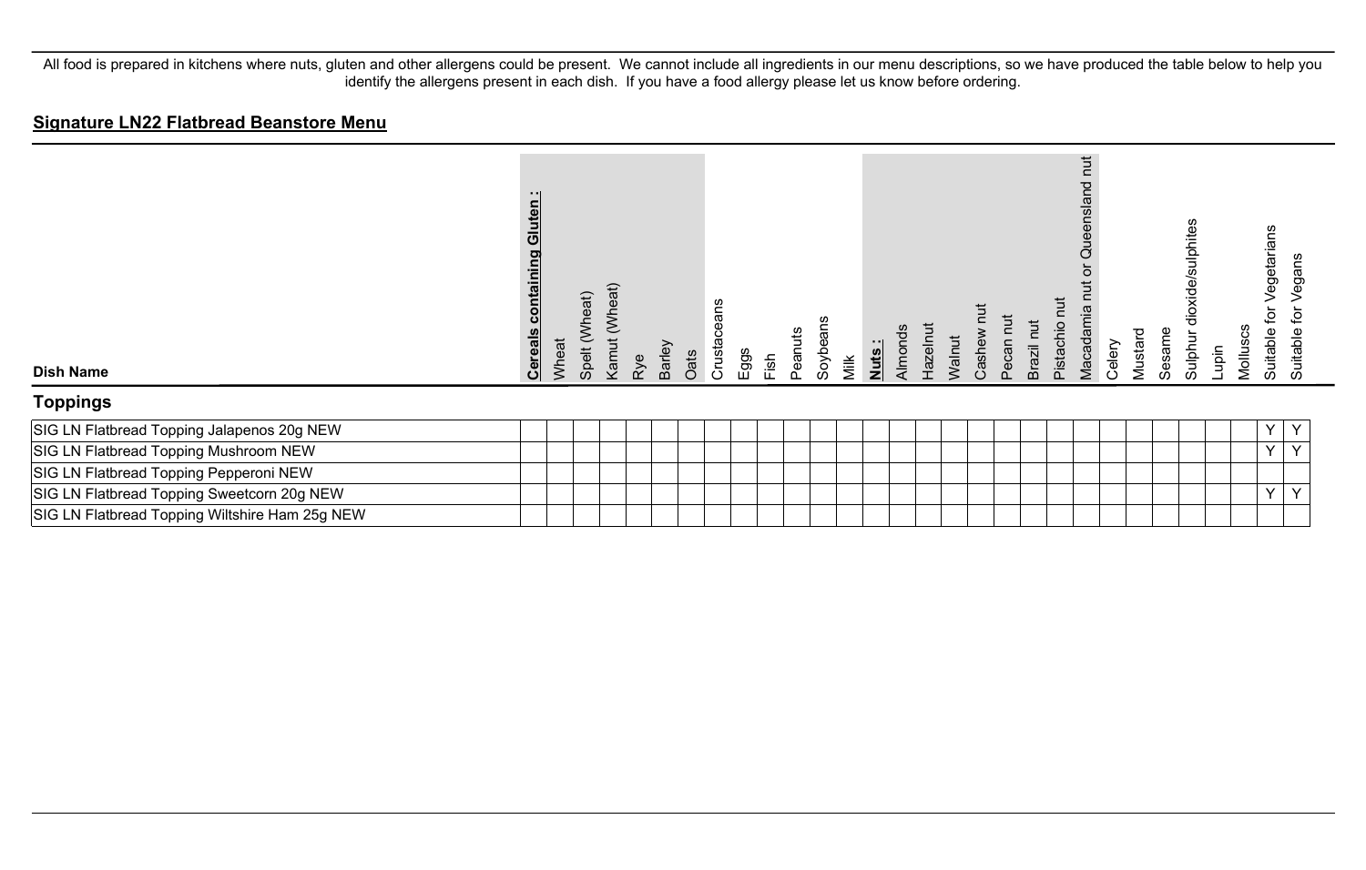All food is prepared in kitchens where nuts, gluten and other allergens could be present. We cannot include all ingredients in our menu descriptions, so we have produced the table below to help you identify the allergens present in each dish. If you have a food allergy please let us know before ordering.

## Signature LN22 Flatbread Beanstore Menu

| Dish Name | **Cereals containing Gluten :** | Wheat | Spelt (Wheat) | Kamut (Wheat) | Rye | Barley | Oats | Crustaceans | Eggs | Fish | Peanuts | Soybeans | Milk | **Nuts :** | Almonds | Hazelnut | Walnut | Cashew nut | Pecan nut | Brazil nut | Pistachio nut | Macadamia nut or Queensland nut | Celery | Mustard | Sesame | Sulphur dioxide/sulphites | Lupin | Molluscs | Suitable for Vegetarians | Suitable for Vegans |
|---|---|---|---|---|---|---|---|---|---|---|---|---|---|---|---|---|---|---|---|---|---|---|---|---|---|---|---|---|---|---|
| **Toppings** | | | | | | | | | | | | | | | | | | | | | | | | | | | | | | |
| SIG LN Flatbread Topping Jalapenos 20g NEW | | | | | | | | | | | | | | | | | | | | | | | | | | | | | Y | Y |
| SIG LN Flatbread Topping Mushroom NEW | | | | | | | | | | | | | | | | | | | | | | | | | | | | | Y | Y |
| SIG LN Flatbread Topping Pepperoni NEW | | | | | | | | | | | | | | | | | | | | | | | | | | | | | | |
| SIG LN Flatbread Topping Sweetcorn 20g NEW | | | | | | | | | | | | | | | | | | | | | | | | | | | | | Y | Y |
| SIG LN Flatbread Topping Wiltshire Ham 25g NEW | | | | | | | | | | | | | | | | | | | | | | | | | | | | | | |